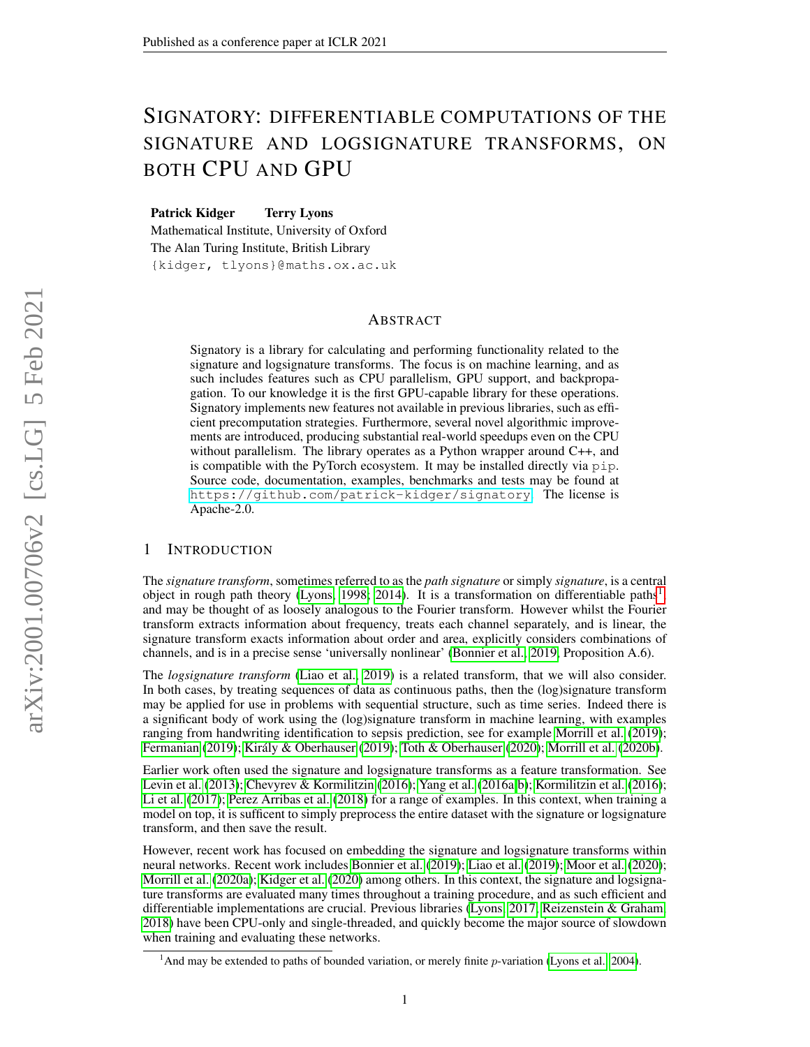# SIGNATORY: DIFFERENTIABLE COMPUTATIONS OF THE SIGNATURE AND LOGSIGNATURE TRANSFORMS, ON BOTH CPU AND GPU

**Patrick Kidger** **Terry Lyons**
Mathematical Institute, University of Oxford
The Alan Turing Institute, British Library
{kidger, tlyons}@maths.ox.ac.uk

## ABSTRACT

Signatory is a library for calculating and performing functionality related to the signature and logsignature transforms. The focus is on machine learning, and as such includes features such as CPU parallelism, GPU support, and backpropagation. To our knowledge it is the first GPU-capable library for these operations. Signatory implements new features not available in previous libraries, such as efficient precomputation strategies. Furthermore, several novel algorithmic improvements are introduced, producing substantial real-world speedups even on the CPU without parallelism. The library operates as a Python wrapper around C++, and is compatible with the PyTorch ecosystem. It may be installed directly via pip. Source code, documentation, examples, benchmarks and tests may be found at https://github.com/patrick-kidger/signatory. The license is Apache-2.0.

## 1 INTRODUCTION

The *signature transform*, sometimes referred to as the *path signature* or simply *signature*, is a central object in rough path theory (Lyons, 1998; 2014). It is a transformation on differentiable paths[1], and may be thought of as loosely analogous to the Fourier transform. However whilst the Fourier transform extracts information about frequency, treats each channel separately, and is linear, the signature transform exacts information about order and area, explicitly considers combinations of channels, and is in a precise sense 'universally nonlinear' (Bonnier et al., 2019, Proposition A.6).

The *logsignature transform* (Liao et al., 2019) is a related transform, that we will also consider. In both cases, by treating sequences of data as continuous paths, then the (log)signature transform may be applied for use in problems with sequential structure, such as time series. Indeed there is a significant body of work using the (log)signature transform in machine learning, with examples ranging from handwriting identification to sepsis prediction, see for example Morrill et al. (2019); Fermanian (2019); Király & Oberhauser (2019); Toth & Oberhauser (2020); Morrill et al. (2020b).

Earlier work often used the signature and logsignature transforms as a feature transformation. See Levin et al. (2013); Chevyrev & Kormilitzin (2016); Yang et al. (2016a;b); Kormilitzin et al. (2016); Li et al. (2017); Perez Arribas et al. (2018) for a range of examples. In this context, when training a model on top, it is sufficent to simply preprocess the entire dataset with the signature or logsignature transform, and then save the result.

However, recent work has focused on embedding the signature and logsignature transforms within neural networks. Recent work includes Bonnier et al. (2019); Liao et al. (2019); Moor et al. (2020); Morrill et al. (2020a); Kidger et al. (2020) among others. In this context, the signature and logsignature transforms are evaluated many times throughout a training procedure, and as such efficient and differentiable implementations are crucial. Previous libraries (Lyons, 2017; Reizenstein & Graham, 2018) have been CPU-only and single-threaded, and quickly become the major source of slowdown when training and evaluating these networks.

[1] And may be extended to paths of bounded variation, or merely finite $p$-variation (Lyons et al., 2004).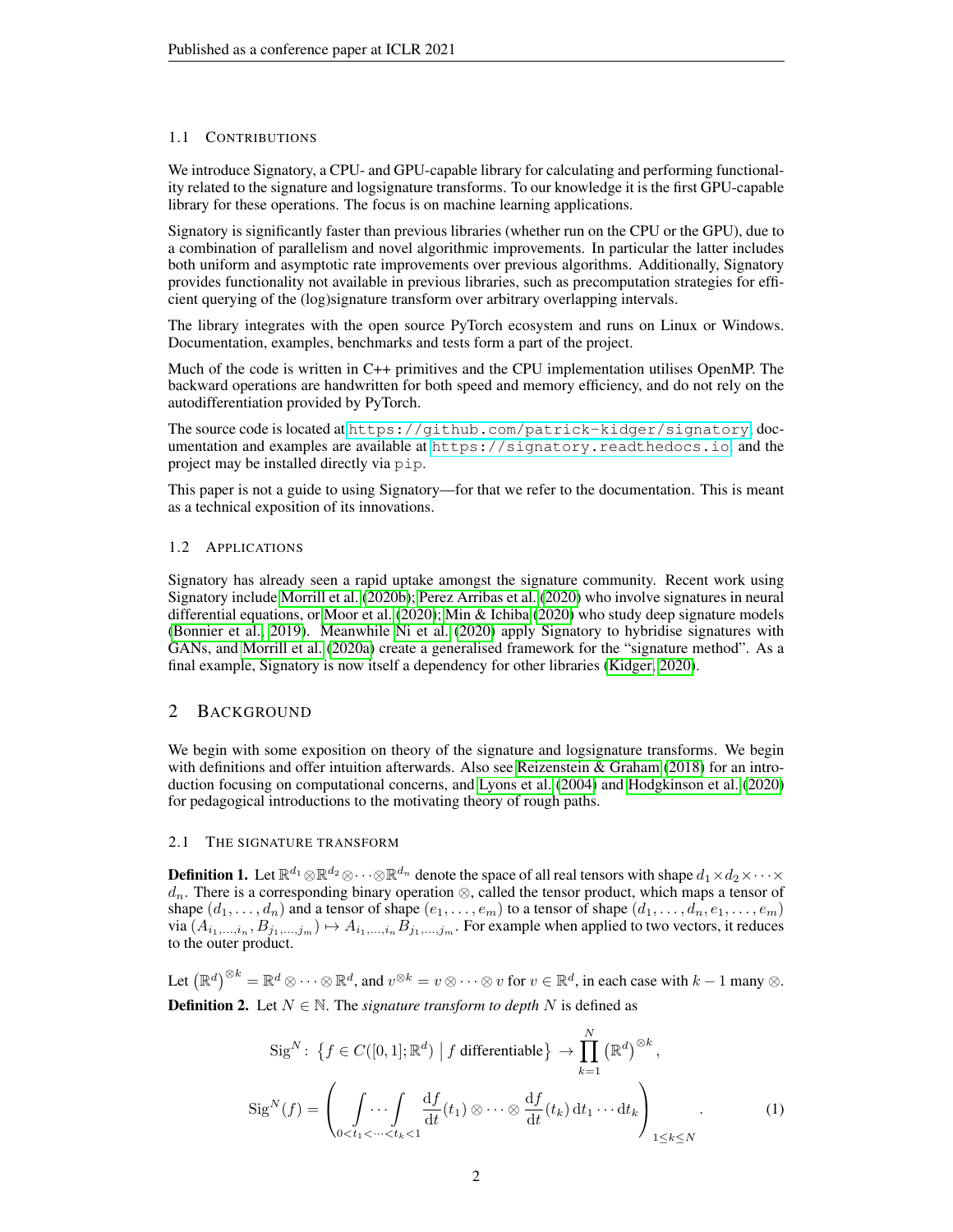### 1.1 Contributions

We introduce Signatory, a CPU- and GPU-capable library for calculating and performing functionality related to the signature and logsignature transforms. To our knowledge it is the first GPU-capable library for these operations. The focus is on machine learning applications.

Signatory is significantly faster than previous libraries (whether run on the CPU or the GPU), due to a combination of parallelism and novel algorithmic improvements. In particular the latter includes both uniform and asymptotic rate improvements over previous algorithms. Additionally, Signatory provides functionality not available in previous libraries, such as precomputation strategies for efficient querying of the (log)signature transform over arbitrary overlapping intervals.

The library integrates with the open source PyTorch ecosystem and runs on Linux or Windows. Documentation, examples, benchmarks and tests form a part of the project.

Much of the code is written in C++ primitives and the CPU implementation utilises OpenMP. The backward operations are handwritten for both speed and memory efficiency, and do not rely on the autodifferentiation provided by PyTorch.

The source code is located at `https://github.com/patrick-kidger/signatory`, documentation and examples are available at `https://signatory.readthedocs.io`, and the project may be installed directly via `pip`.

This paper is not a guide to using Signatory—for that we refer to the documentation. This is meant as a technical exposition of its innovations.

### 1.2 Applications

Signatory has already seen a rapid uptake amongst the signature community. Recent work using Signatory include Morrill et al. (2020b); Perez Arribas et al. (2020) who involve signatures in neural differential equations, or Moor et al. (2020); Min & Ichiba (2020) who study deep signature models (Bonnier et al., 2019). Meanwhile Ni et al. (2020) apply Signatory to hybridise signatures with GANs, and Morrill et al. (2020a) create a generalised framework for the "signature method". As a final example, Signatory is now itself a dependency for other libraries (Kidger, 2020).

## 2 Background

We begin with some exposition on theory of the signature and logsignature transforms. We begin with definitions and offer intuition afterwards. Also see Reizenstein & Graham (2018) for an introduction focusing on computational concerns, and Lyons et al. (2004) and Hodgkinson et al. (2020) for pedagogical introductions to the motivating theory of rough paths.

### 2.1 The signature transform

**Definition 1.** Let $\mathbb{R}^{d_1} \otimes \mathbb{R}^{d_2} \otimes \cdots \otimes \mathbb{R}^{d_n}$ denote the space of all real tensors with shape $d_1 \times d_2 \times \cdots \times d_n$. There is a corresponding binary operation $\otimes$, called the tensor product, which maps a tensor of shape $(d_1, \ldots, d_n)$ and a tensor of shape $(e_1, \ldots, e_m)$ to a tensor of shape $(d_1, \ldots, d_n, e_1, \ldots, e_m)$ via $(A_{i_1,\ldots,i_n}, B_{j_1,\ldots,j_m}) \mapsto A_{i_1,\ldots,i_n} B_{j_1,\ldots,j_m}$. For example when applied to two vectors, it reduces to the outer product.

Let $\left(\mathbb{R}^d\right)^{\otimes k} = \mathbb{R}^d \otimes \cdots \otimes \mathbb{R}^d$, and $v^{\otimes k} = v \otimes \cdots \otimes v$ for $v \in \mathbb{R}^d$, in each case with $k-1$ many $\otimes$.

**Definition 2.** Let $N \in \mathbb{N}$. The *signature transform to depth $N$* is defined as

$$\mathrm{Sig}^N \colon \left\{ f \in C([0,1]; \mathbb{R}^d) \;\middle|\; f \text{ differentiable} \right\} \to \prod_{k=1}^{N} \left(\mathbb{R}^d\right)^{\otimes k},$$

$$\mathrm{Sig}^N(f) = \left( \int \cdots \int_{0 < t_1 < \cdots < t_k < 1} \frac{\mathrm{d}f}{\mathrm{d}t}(t_1) \otimes \cdots \otimes \frac{\mathrm{d}f}{\mathrm{d}t}(t_k)\, \mathrm{d}t_1 \cdots \mathrm{d}t_k \right)_{1 \leq k \leq N}. \tag{1}$$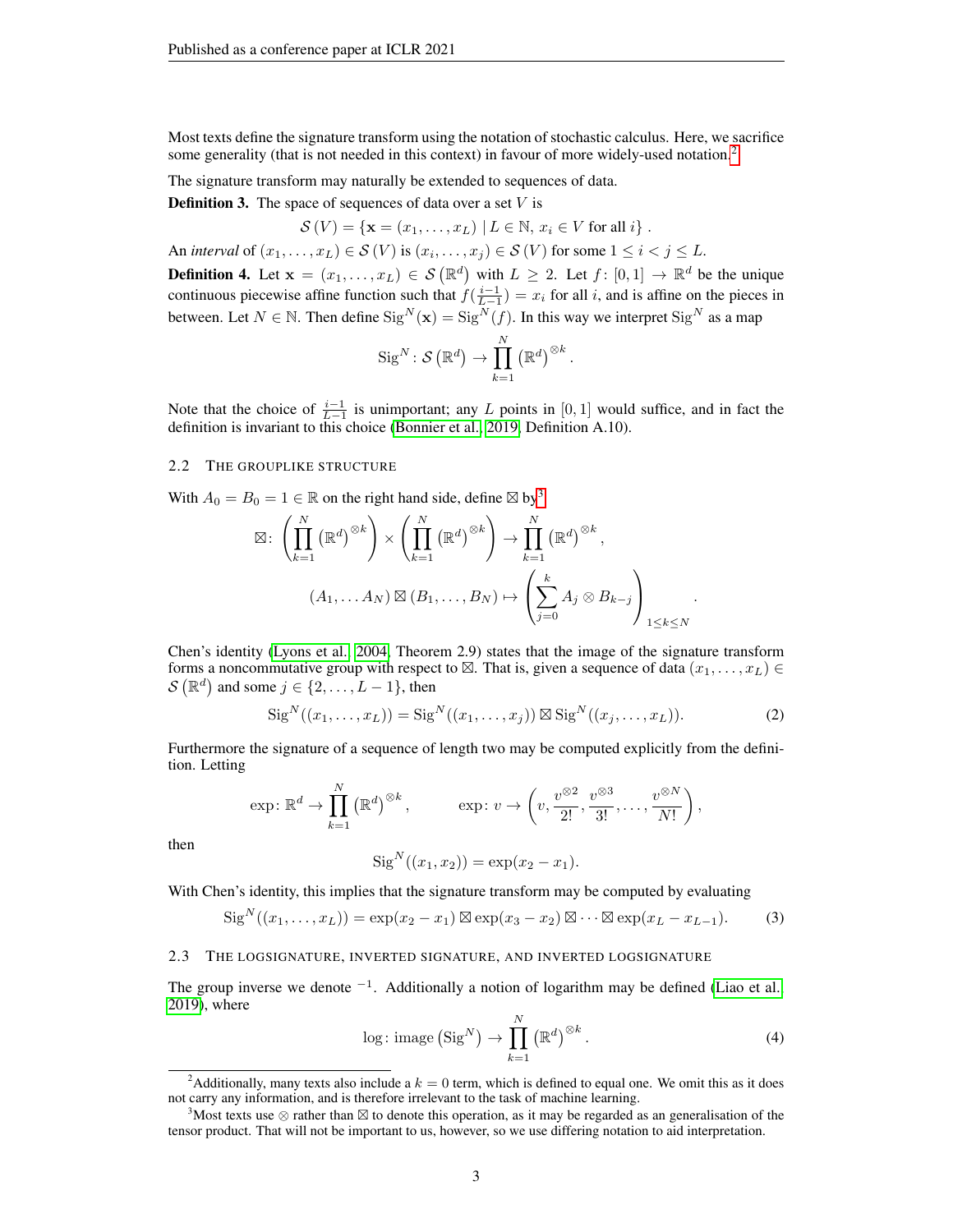Most texts define the signature transform using the notation of stochastic calculus. Here, we sacrifice some generality (that is not needed in this context) in favour of more widely-used notation.[2]

The signature transform may naturally be extended to sequences of data.

**Definition 3.** The space of sequences of data over a set $V$ is

$$\mathcal{S}(V) = \{\mathbf{x} = (x_1, \ldots, x_L) \mid L \in \mathbb{N},\, x_i \in V \text{ for all } i\}.$$

An *interval* of $(x_1, \ldots, x_L) \in \mathcal{S}(V)$ is $(x_i, \ldots, x_j) \in \mathcal{S}(V)$ for some $1 \leq i < j \leq L$.

**Definition 4.** Let $\mathbf{x} = (x_1, \ldots, x_L) \in \mathcal{S}(\mathbb{R}^d)$ with $L \geq 2$. Let $f \colon [0,1] \to \mathbb{R}^d$ be the unique continuous piecewise affine function such that $f(\frac{i-1}{L-1}) = x_i$ for all $i$, and is affine on the pieces in between. Let $N \in \mathbb{N}$. Then define $\mathrm{Sig}^N(\mathbf{x}) = \mathrm{Sig}^N(f)$. In this way we interpret $\mathrm{Sig}^N$ as a map

$$\mathrm{Sig}^N \colon \mathcal{S}(\mathbb{R}^d) \to \prod_{k=1}^{N} (\mathbb{R}^d)^{\otimes k}.$$

Note that the choice of $\frac{i-1}{L-1}$ is unimportant; any $L$ points in $[0,1]$ would suffice, and in fact the definition is invariant to this choice (Bonnier et al., 2019, Definition A.10).

### 2.2 The grouplike structure

With $A_0 = B_0 = 1 \in \mathbb{R}$ on the right hand side, define $\boxtimes$ by[3]

$$\boxtimes \colon \left(\prod_{k=1}^{N} (\mathbb{R}^d)^{\otimes k}\right) \times \left(\prod_{k=1}^{N} (\mathbb{R}^d)^{\otimes k}\right) \to \prod_{k=1}^{N} (\mathbb{R}^d)^{\otimes k},$$

$$(A_1, \ldots A_N) \boxtimes (B_1, \ldots, B_N) \mapsto \left(\sum_{j=0}^{k} A_j \otimes B_{k-j}\right)_{1 \leq k \leq N}.$$

Chen's identity (Lyons et al., 2004, Theorem 2.9) states that the image of the signature transform forms a noncommutative group with respect to $\boxtimes$. That is, given a sequence of data $(x_1, \ldots, x_L) \in \mathcal{S}(\mathbb{R}^d)$ and some $j \in \{2, \ldots, L-1\}$, then

$$\mathrm{Sig}^N((x_1, \ldots, x_L)) = \mathrm{Sig}^N((x_1, \ldots, x_j)) \boxtimes \mathrm{Sig}^N((x_j, \ldots, x_L)). \tag{2}$$

Furthermore the signature of a sequence of length two may be computed explicitly from the definition. Letting

$$\exp \colon \mathbb{R}^d \to \prod_{k=1}^{N} (\mathbb{R}^d)^{\otimes k}, \qquad \exp \colon v \to \left(v, \frac{v^{\otimes 2}}{2!}, \frac{v^{\otimes 3}}{3!}, \ldots, \frac{v^{\otimes N}}{N!}\right),$$

then

$$\mathrm{Sig}^N((x_1, x_2)) = \exp(x_2 - x_1).$$

With Chen's identity, this implies that the signature transform may be computed by evaluating

$$\mathrm{Sig}^N((x_1, \ldots, x_L)) = \exp(x_2 - x_1) \boxtimes \exp(x_3 - x_2) \boxtimes \cdots \boxtimes \exp(x_L - x_{L-1}). \tag{3}$$

### 2.3 The logsignature, inverted signature, and inverted logsignature

The group inverse we denote $^{-1}$. Additionally a notion of logarithm may be defined (Liao et al., 2019), where

$$\log \colon \mathrm{image}\left(\mathrm{Sig}^N\right) \to \prod_{k=1}^{N} (\mathbb{R}^d)^{\otimes k}. \tag{4}$$

[2] Additionally, many texts also include a $k = 0$ term, which is defined to equal one. We omit this as it does not carry any information, and is therefore irrelevant to the task of machine learning.

[3] Most texts use $\otimes$ rather than $\boxtimes$ to denote this operation, as it may be regarded as an generalisation of the tensor product. That will not be important to us, however, so we use differing notation to aid interpretation.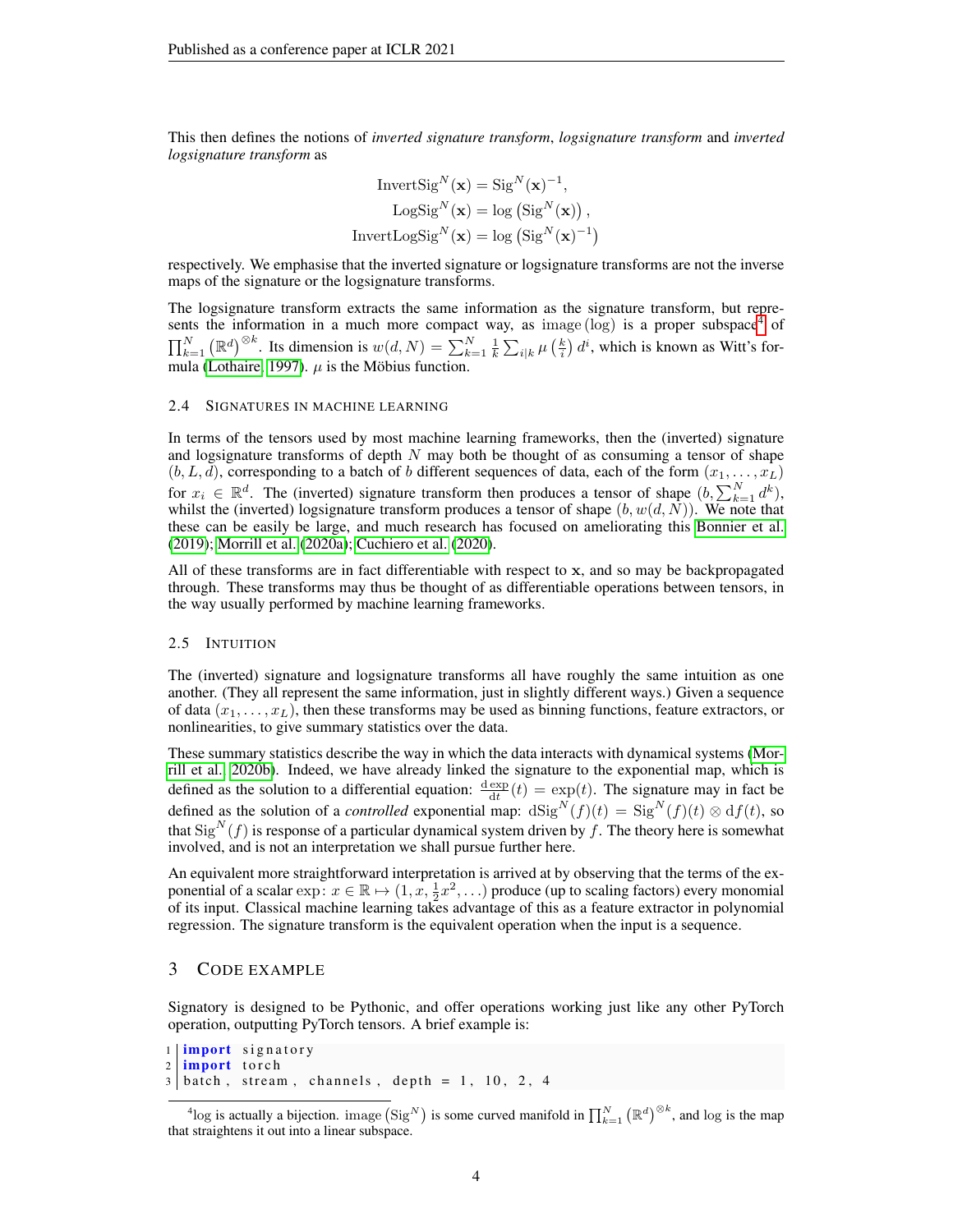This then defines the notions of *inverted signature transform*, *logsignature transform* and *inverted logsignature transform* as

$$\begin{aligned}
\mathrm{InvertSig}^N(\mathbf{x}) &= \mathrm{Sig}^N(\mathbf{x})^{-1}, \\
\mathrm{LogSig}^N(\mathbf{x}) &= \log\left(\mathrm{Sig}^N(\mathbf{x})\right), \\
\mathrm{InvertLogSig}^N(\mathbf{x}) &= \log\left(\mathrm{Sig}^N(\mathbf{x})^{-1}\right)
\end{aligned}$$

respectively. We emphasise that the inverted signature or logsignature transforms are not the inverse maps of the signature or the logsignature transforms.

The logsignature transform extracts the same information as the signature transform, but represents the information in a much more compact way, as $\mathrm{image}\,(\log)$ is a proper subspace[4] of $\prod_{k=1}^N \left(\mathbb{R}^d\right)^{\otimes k}$. Its dimension is $w(d, N) = \sum_{k=1}^N \frac{1}{k} \sum_{i|k} \mu\left(\frac{k}{i}\right) d^i$, which is known as Witt's formula (Lothaire, 1997). $\mu$ is the Möbius function.

### 2.4 Signatures in machine learning

In terms of the tensors used by most machine learning frameworks, then the (inverted) signature and logsignature transforms of depth $N$ may both be thought of as consuming a tensor of shape $(b, L, d)$, corresponding to a batch of $b$ different sequences of data, each of the form $(x_1, \ldots, x_L)$ for $x_i \in \mathbb{R}^d$. The (inverted) signature transform then produces a tensor of shape $(b, \sum_{k=1}^N d^k)$, whilst the (inverted) logsignature transform produces a tensor of shape $(b, w(d, N))$. We note that these can be easily be large, and much research has focused on ameliorating this Bonnier et al. (2019); Morrill et al. (2020a); Cuchiero et al. (2020).

All of these transforms are in fact differentiable with respect to $\mathbf{x}$, and so may be backpropagated through. These transforms may thus be thought of as differentiable operations between tensors, in the way usually performed by machine learning frameworks.

### 2.5 Intuition

The (inverted) signature and logsignature transforms all have roughly the same intuition as one another. (They all represent the same information, just in slightly different ways.) Given a sequence of data $(x_1, \ldots, x_L)$, then these transforms may be used as binning functions, feature extractors, or nonlinearities, to give summary statistics over the data.

These summary statistics describe the way in which the data interacts with dynamical systems (Morrill et al., 2020b). Indeed, we have already linked the signature to the exponential map, which is defined as the solution to a differential equation: $\frac{\mathrm{d}\exp}{\mathrm{d}t}(t) = \exp(t)$. The signature may in fact be defined as the solution of a *controlled* exponential map: $\mathrm{dSig}^N(f)(t) = \mathrm{Sig}^N(f)(t) \otimes \mathrm{d}f(t)$, so that $\mathrm{Sig}^N(f)$ is response of a particular dynamical system driven by $f$. The theory here is somewhat involved, and is not an interpretation we shall pursue further here.

An equivalent more straightforward interpretation is arrived at by observing that the terms of the exponential of a scalar $\exp\colon x \in \mathbb{R} \mapsto (1, x, \frac{1}{2}x^2, \ldots)$ produce (up to scaling factors) every monomial of its input. Classical machine learning takes advantage of this as a feature extractor in polynomial regression. The signature transform is the equivalent operation when the input is a sequence.

## 3 Code example

Signatory is designed to be Pythonic, and offer operations working just like any other PyTorch operation, outputting PyTorch tensors. A brief example is:

```
import signatory
import torch
batch, stream, channels, depth = 1, 10, 2, 4
```

[4] log is actually a bijection. $\mathrm{image}\left(\mathrm{Sig}^N\right)$ is some curved manifold in $\prod_{k=1}^N \left(\mathbb{R}^d\right)^{\otimes k}$, and log is the map that straightens it out into a linear subspace.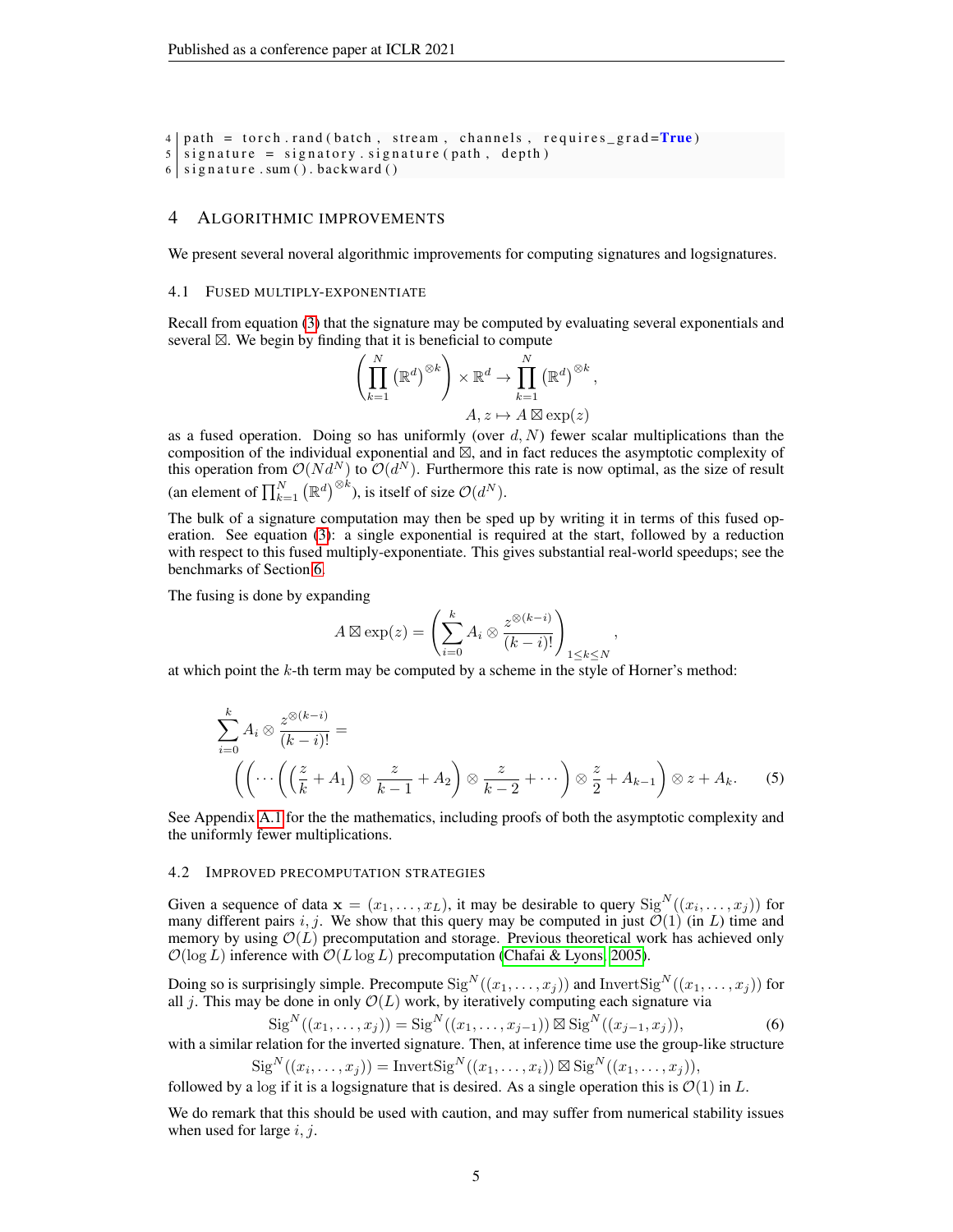```python
path = torch.rand(batch, stream, channels, requires_grad=True)
signature = signatory.signature(path, depth)
signature.sum().backward()
```

## 4 ALGORITHMIC IMPROVEMENTS

We present several noveral algorithmic improvements for computing signatures and logsignatures.

### 4.1 FUSED MULTIPLY-EXPONENTIATE

Recall from equation (3) that the signature may be computed by evaluating several exponentials and several $\boxtimes$. We begin by finding that it is beneficial to compute

$$\left(\prod_{k=1}^{N} \left(\mathbb{R}^d\right)^{\otimes k}\right) \times \mathbb{R}^d \to \prod_{k=1}^{N} \left(\mathbb{R}^d\right)^{\otimes k},$$
$$A, z \mapsto A \boxtimes \exp(z)$$

as a fused operation. Doing so has uniformly (over $d, N$) fewer scalar multiplications than the composition of the individual exponential and $\boxtimes$, and in fact reduces the asymptotic complexity of this operation from $\mathcal{O}(Nd^N)$ to $\mathcal{O}(d^N)$. Furthermore this rate is now optimal, as the size of result (an element of $\prod_{k=1}^{N} \left(\mathbb{R}^d\right)^{\otimes k}$), is itself of size $\mathcal{O}(d^N)$.

The bulk of a signature computation may then be sped up by writing it in terms of this fused operation. See equation (3): a single exponential is required at the start, followed by a reduction with respect to this fused multiply-exponentiate. This gives substantial real-world speedups; see the benchmarks of Section 6.

The fusing is done by expanding

$$A \boxtimes \exp(z) = \left(\sum_{i=0}^{k} A_i \otimes \frac{z^{\otimes(k-i)}}{(k-i)!}\right)_{1 \leq k \leq N},$$

at which point the $k$-th term may be computed by a scheme in the style of Horner's method:

$$\sum_{i=0}^{k} A_i \otimes \frac{z^{\otimes(k-i)}}{(k-i)!} =$$
$$\left(\left(\cdots\left(\left(\frac{z}{k} + A_1\right) \otimes \frac{z}{k-1} + A_2\right) \otimes \frac{z}{k-2} + \cdots\right) \otimes \frac{z}{2} + A_{k-1}\right) \otimes z + A_k. \tag{5}$$

See Appendix A.1 for the the mathematics, including proofs of both the asymptotic complexity and the uniformly fewer multiplications.

### 4.2 IMPROVED PRECOMPUTATION STRATEGIES

Given a sequence of data $\mathbf{x} = (x_1, \ldots, x_L)$, it may be desirable to query $\mathrm{Sig}^N((x_i, \ldots, x_j))$ for many different pairs $i, j$. We show that this query may be computed in just $\mathcal{O}(1)$ (in $L$) time and memory by using $\mathcal{O}(L)$ precomputation and storage. Previous theoretical work has achieved only $\mathcal{O}(\log L)$ inference with $\mathcal{O}(L \log L)$ precomputation (Chafai & Lyons, 2005).

Doing so is surprisingly simple. Precompute $\mathrm{Sig}^N((x_1, \ldots, x_j))$ and $\mathrm{InvertSig}^N((x_1, \ldots, x_j))$ for all $j$. This may be done in only $\mathcal{O}(L)$ work, by iteratively computing each signature via

$$\mathrm{Sig}^N((x_1, \ldots, x_j)) = \mathrm{Sig}^N((x_1, \ldots, x_{j-1})) \boxtimes \mathrm{Sig}^N((x_{j-1}, x_j)), \tag{6}$$

with a similar relation for the inverted signature. Then, at inference time use the group-like structure

$$\mathrm{Sig}^N((x_i, \ldots, x_j)) = \mathrm{InvertSig}^N((x_1, \ldots, x_i)) \boxtimes \mathrm{Sig}^N((x_1, \ldots, x_j)),$$

followed by a log if it is a logsignature that is desired. As a single operation this is $\mathcal{O}(1)$ in $L$.

We do remark that this should be used with caution, and may suffer from numerical stability issues when used for large $i, j$.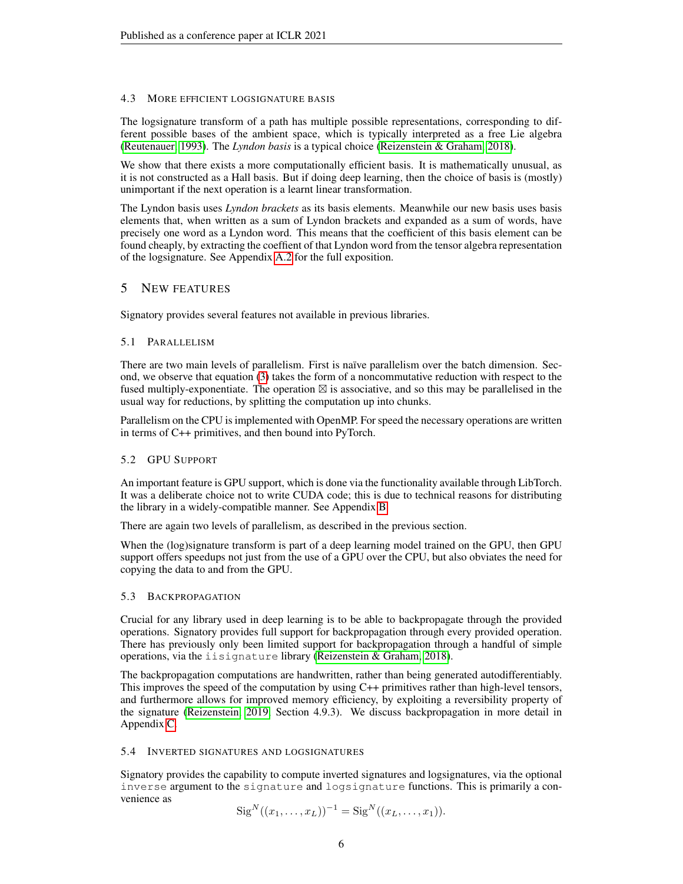### 4.3 More efficient logsignature basis

The logsignature transform of a path has multiple possible representations, corresponding to different possible bases of the ambient space, which is typically interpreted as a free Lie algebra (Reutenauer, 1993). The *Lyndon basis* is a typical choice (Reizenstein & Graham, 2018).

We show that there exists a more computationally efficient basis. It is mathematically unusual, as it is not constructed as a Hall basis. But if doing deep learning, then the choice of basis is (mostly) unimportant if the next operation is a learnt linear transformation.

The Lyndon basis uses *Lyndon brackets* as its basis elements. Meanwhile our new basis uses basis elements that, when written as a sum of Lyndon brackets and expanded as a sum of words, have precisely one word as a Lyndon word. This means that the coefficient of this basis element can be found cheaply, by extracting the coeffient of that Lyndon word from the tensor algebra representation of the logsignature. See Appendix A.2 for the full exposition.

## 5 New features

Signatory provides several features not available in previous libraries.

### 5.1 Parallelism

There are two main levels of parallelism. First is naïve parallelism over the batch dimension. Second, we observe that equation (3) takes the form of a noncommutative reduction with respect to the fused multiply-exponentiate. The operation $\boxtimes$ is associative, and so this may be parallelised in the usual way for reductions, by splitting the computation up into chunks.

Parallelism on the CPU is implemented with OpenMP. For speed the necessary operations are written in terms of C++ primitives, and then bound into PyTorch.

### 5.2 GPU Support

An important feature is GPU support, which is done via the functionality available through LibTorch. It was a deliberate choice not to write CUDA code; this is due to technical reasons for distributing the library in a widely-compatible manner. See Appendix B.

There are again two levels of parallelism, as described in the previous section.

When the (log)signature transform is part of a deep learning model trained on the GPU, then GPU support offers speedups not just from the use of a GPU over the CPU, but also obviates the need for copying the data to and from the GPU.

### 5.3 Backpropagation

Crucial for any library used in deep learning is to be able to backpropagate through the provided operations. Signatory provides full support for backpropagation through every provided operation. There has previously only been limited support for backpropagation through a handful of simple operations, via the `iisignature` library (Reizenstein & Graham, 2018).

The backpropagation computations are handwritten, rather than being generated autodifferentiably. This improves the speed of the computation by using C++ primitives rather than high-level tensors, and furthermore allows for improved memory efficiency, by exploiting a reversibility property of the signature (Reizenstein, 2019, Section 4.9.3). We discuss backpropagation in more detail in Appendix C.

### 5.4 Inverted signatures and logsignatures

Signatory provides the capability to compute inverted signatures and logsignatures, via the optional `inverse` argument to the `signature` and `logsignature` functions. This is primarily a convenience as

$$\mathrm{Sig}^N((x_1, \ldots, x_L))^{-1} = \mathrm{Sig}^N((x_L, \ldots, x_1)).$$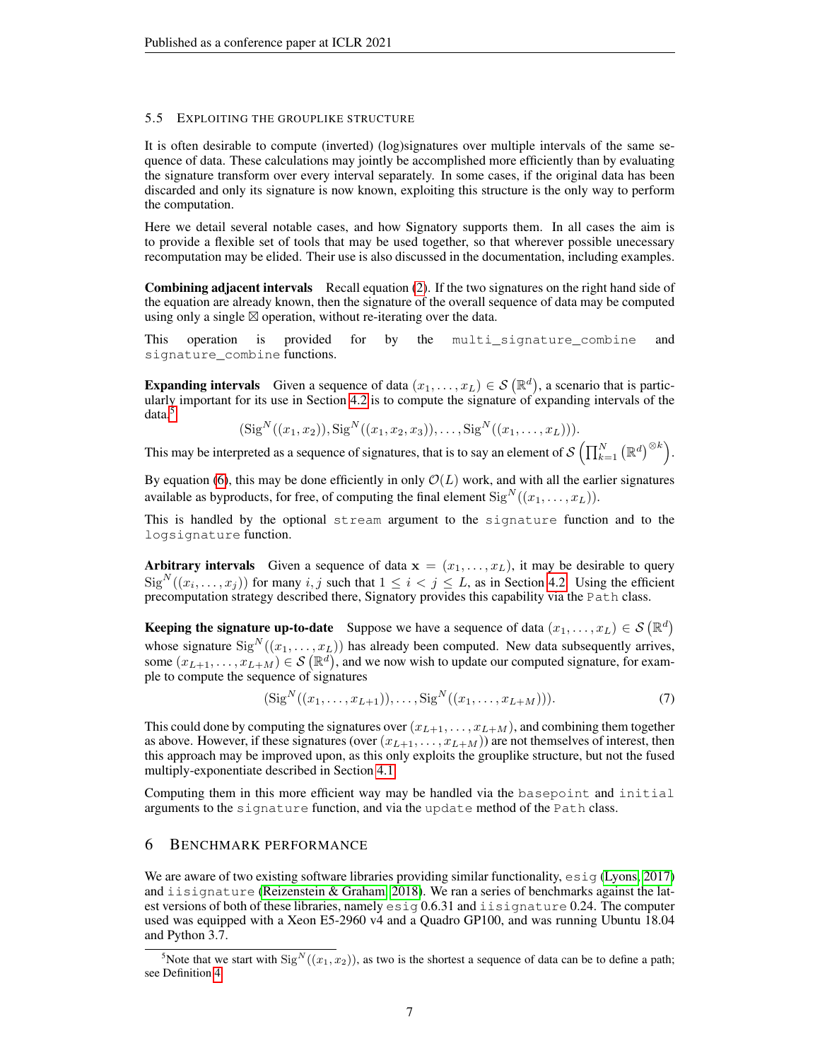### 5.5 Exploiting the grouplike structure

It is often desirable to compute (inverted) (log)signatures over multiple intervals of the same sequence of data. These calculations may jointly be accomplished more efficiently than by evaluating the signature transform over every interval separately. In some cases, if the original data has been discarded and only its signature is now known, exploiting this structure is the only way to perform the computation.

Here we detail several notable cases, and how Signatory supports them. In all cases the aim is to provide a flexible set of tools that may be used together, so that wherever possible unecessary recomputation may be elided. Their use is also discussed in the documentation, including examples.

**Combining adjacent intervals** Recall equation (2). If the two signatures on the right hand side of the equation are already known, then the signature of the overall sequence of data may be computed using only a single $\boxtimes$ operation, without re-iterating over the data.

This operation is provided for by the `multi_signature_combine` and `signature_combine` functions.

**Expanding intervals** Given a sequence of data $(x_1, \ldots, x_L) \in \mathcal{S}\left(\mathbb{R}^d\right)$, a scenario that is particularly important for its use in Section 4.2 is to compute the signature of expanding intervals of the data.[5]

$$(\mathrm{Sig}^N((x_1, x_2)), \mathrm{Sig}^N((x_1, x_2, x_3)), \ldots, \mathrm{Sig}^N((x_1, \ldots, x_L))).$$

This may be interpreted as a sequence of signatures, that is to say an element of $\mathcal{S}\left(\prod_{k=1}^{N}\left(\mathbb{R}^d\right)^{\otimes k}\right)$.

By equation (6), this may be done efficiently in only $\mathcal{O}(L)$ work, and with all the earlier signatures available as byproducts, for free, of computing the final element $\mathrm{Sig}^N((x_1, \ldots, x_L))$.

This is handled by the optional `stream` argument to the `signature` function and to the `logsignature` function.

**Arbitrary intervals** Given a sequence of data $\mathbf{x} = (x_1, \ldots, x_L)$, it may be desirable to query $\mathrm{Sig}^N((x_i, \ldots, x_j))$ for many $i, j$ such that $1 \leq i < j \leq L$, as in Section 4.2. Using the efficient precomputation strategy described there, Signatory provides this capability via the `Path` class.

**Keeping the signature up-to-date** Suppose we have a sequence of data $(x_1, \ldots, x_L) \in \mathcal{S}\left(\mathbb{R}^d\right)$ whose signature $\mathrm{Sig}^N((x_1, \ldots, x_L))$ has already been computed. New data subsequently arrives, some $(x_{L+1}, \ldots, x_{L+M}) \in \mathcal{S}\left(\mathbb{R}^d\right)$, and we now wish to update our computed signature, for example to compute the sequence of signatures

$$(\mathrm{Sig}^N((x_1, \ldots, x_{L+1})), \ldots, \mathrm{Sig}^N((x_1, \ldots, x_{L+M}))). \tag{7}$$

This could done by computing the signatures over $(x_{L+1}, \ldots, x_{L+M})$, and combining them together as above. However, if these signatures (over $(x_{L+1}, \ldots, x_{L+M})$) are not themselves of interest, then this approach may be improved upon, as this only exploits the grouplike structure, but not the fused multiply-exponentiate described in Section 4.1.

Computing them in this more efficient way may be handled via the `basepoint` and `initial` arguments to the `signature` function, and via the `update` method of the `Path` class.

## 6 Benchmark performance

We are aware of two existing software libraries providing similar functionality, `esig` (Lyons, 2017) and `iisignature` (Reizenstein & Graham, 2018). We ran a series of benchmarks against the latest versions of both of these libraries, namely `esig` 0.6.31 and `iisignature` 0.24. The computer used was equipped with a Xeon E5-2960 v4 and a Quadro GP100, and was running Ubuntu 18.04 and Python 3.7.

[5] Note that we start with $\mathrm{Sig}^N((x_1, x_2))$, as two is the shortest a sequence of data can be to define a path; see Definition 4.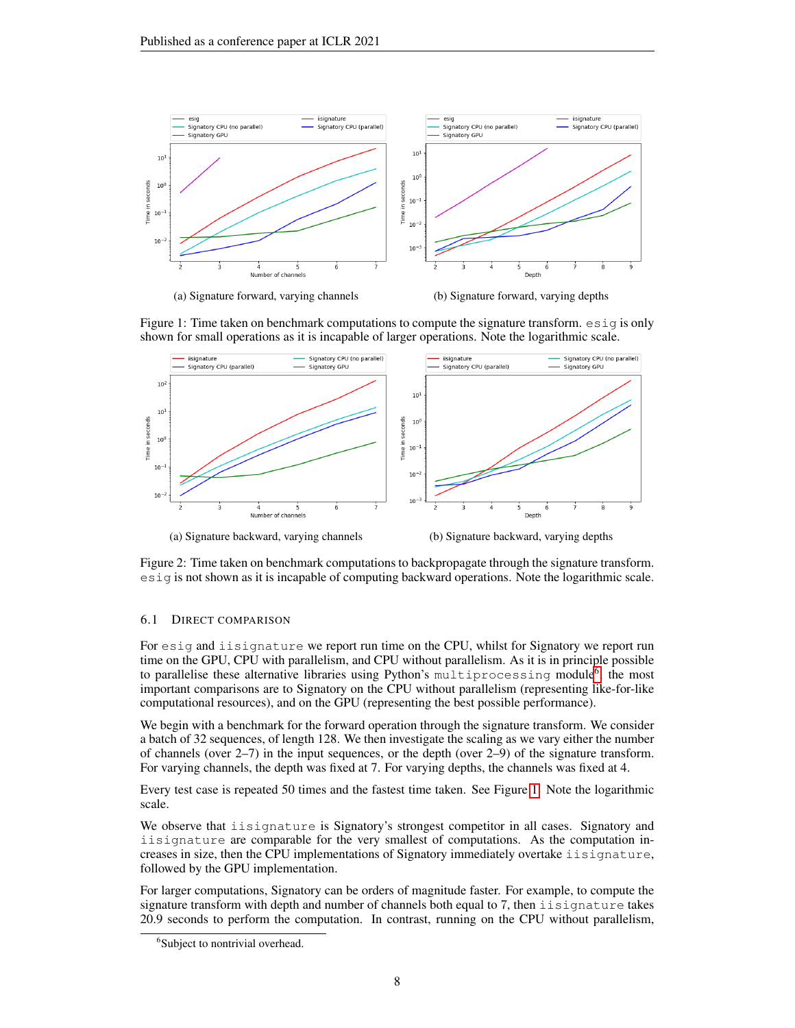(a) Signature forward, varying channels

(b) Signature forward, varying depths

Figure 1: Time taken on benchmark computations to compute the signature transform. `esig` is only shown for small operations as it is incapable of larger operations. Note the logarithmic scale.

(a) Signature backward, varying channels

(b) Signature backward, varying depths

Figure 2: Time taken on benchmark computations to backpropagate through the signature transform. `esig` is not shown as it is incapable of computing backward operations. Note the logarithmic scale.

### 6.1 Direct comparison

For `esig` and `iisignature` we report run time on the CPU, whilst for Signatory we report run time on the GPU, CPU with parallelism, and CPU without parallelism. As it is in principle possible to parallelise these alternative libraries using Python's `multiprocessing` module[6], the most important comparisons are to Signatory on the CPU without parallelism (representing like-for-like computational resources), and on the GPU (representing the best possible performance).

We begin with a benchmark for the forward operation through the signature transform. We consider a batch of 32 sequences, of length 128. We then investigate the scaling as we vary either the number of channels (over 2–7) in the input sequences, or the depth (over 2–9) of the signature transform. For varying channels, the depth was fixed at 7. For varying depths, the channels was fixed at 4.

Every test case is repeated 50 times and the fastest time taken. See Figure 1. Note the logarithmic scale.

We observe that `iisignature` is Signatory's strongest competitor in all cases. Signatory and `iisignature` are comparable for the very smallest of computations. As the computation increases in size, then the CPU implementations of Signatory immediately overtake `iisignature`, followed by the GPU implementation.

For larger computations, Signatory can be orders of magnitude faster. For example, to compute the signature transform with depth and number of channels both equal to 7, then `iisignature` takes 20.9 seconds to perform the computation. In contrast, running on the CPU without parallelism,

[6] Subject to nontrivial overhead.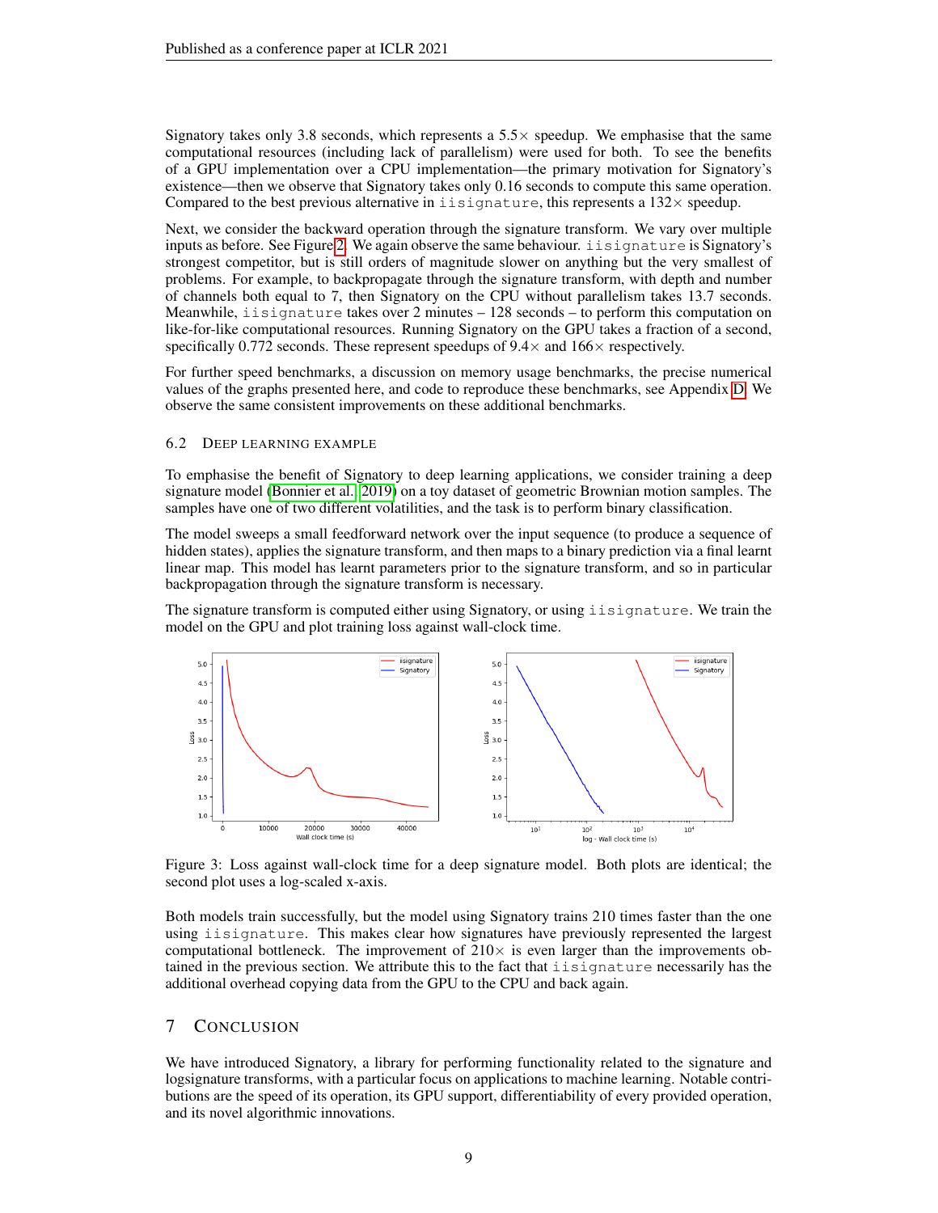Signatory takes only 3.8 seconds, which represents a $5.5\times$ speedup. We emphasise that the same computational resources (including lack of parallelism) were used for both. To see the benefits of a GPU implementation over a CPU implementation—the primary motivation for Signatory's existence—then we observe that Signatory takes only 0.16 seconds to compute this same operation. Compared to the best previous alternative in `iisignature`, this represents a $132\times$ speedup.

Next, we consider the backward operation through the signature transform. We vary over multiple inputs as before. See Figure 2. We again observe the same behaviour. `iisignature` is Signatory's strongest competitor, but is still orders of magnitude slower on anything but the very smallest of problems. For example, to backpropagate through the signature transform, with depth and number of channels both equal to 7, then Signatory on the CPU without parallelism takes 13.7 seconds. Meanwhile, `iisignature` takes over 2 minutes – 128 seconds – to perform this computation on like-for-like computational resources. Running Signatory on the GPU takes a fraction of a second, specifically 0.772 seconds. These represent speedups of $9.4\times$ and $166\times$ respectively.

For further speed benchmarks, a discussion on memory usage benchmarks, the precise numerical values of the graphs presented here, and code to reproduce these benchmarks, see Appendix D. We observe the same consistent improvements on these additional benchmarks.

### 6.2 Deep learning example

To emphasise the benefit of Signatory to deep learning applications, we consider training a deep signature model (Bonnier et al., 2019) on a toy dataset of geometric Brownian motion samples. The samples have one of two different volatilities, and the task is to perform binary classification.

The model sweeps a small feedforward network over the input sequence (to produce a sequence of hidden states), applies the signature transform, and then maps to a binary prediction via a final learnt linear map. This model has learnt parameters prior to the signature transform, and so in particular backpropagation through the signature transform is necessary.

The signature transform is computed either using Signatory, or using `iisignature`. We train the model on the GPU and plot training loss against wall-clock time.

Figure 3: Loss against wall-clock time for a deep signature model. Both plots are identical; the second plot uses a log-scaled x-axis.

Both models train successfully, but the model using Signatory trains 210 times faster than the one using `iisignature`. This makes clear how signatures have previously represented the largest computational bottleneck. The improvement of $210\times$ is even larger than the improvements obtained in the previous section. We attribute this to the fact that `iisignature` necessarily has the additional overhead copying data from the GPU to the CPU and back again.

## 7 Conclusion

We have introduced Signatory, a library for performing functionality related to the signature and logsignature transforms, with a particular focus on applications to machine learning. Notable contributions are the speed of its operation, its GPU support, differentiability of every provided operation, and its novel algorithmic innovations.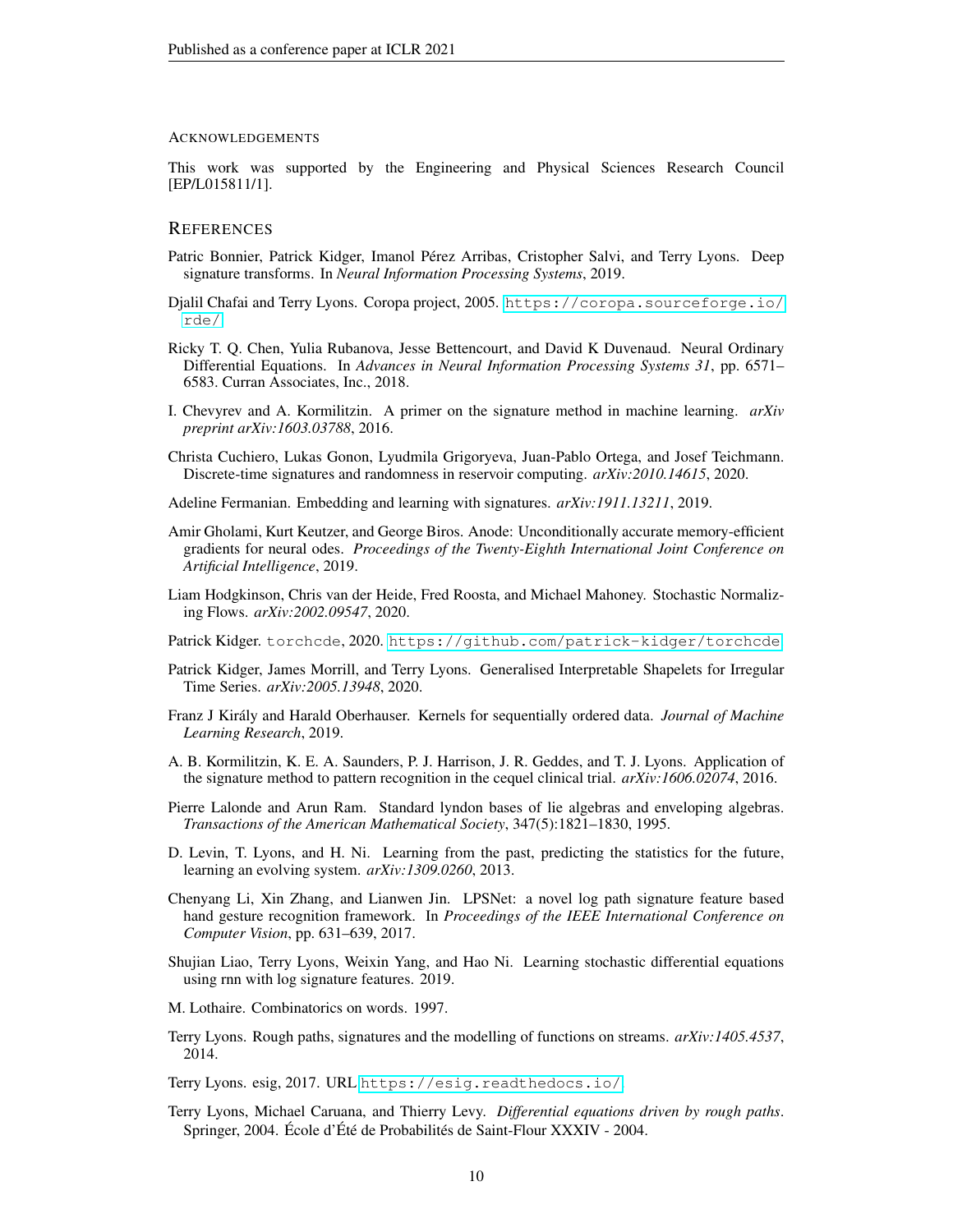## Acknowledgements

This work was supported by the Engineering and Physical Sciences Research Council [EP/L015811/1].

## References

Patric Bonnier, Patrick Kidger, Imanol Pérez Arribas, Cristopher Salvi, and Terry Lyons. Deep signature transforms. In *Neural Information Processing Systems*, 2019.

Djalil Chafai and Terry Lyons. Coropa project, 2005. https://coropa.sourceforge.io/rde/

Ricky T. Q. Chen, Yulia Rubanova, Jesse Bettencourt, and David K Duvenaud. Neural Ordinary Differential Equations. In *Advances in Neural Information Processing Systems 31*, pp. 6571–6583. Curran Associates, Inc., 2018.

I. Chevyrev and A. Kormilitzin. A primer on the signature method in machine learning. *arXiv preprint arXiv:1603.03788*, 2016.

Christa Cuchiero, Lukas Gonon, Lyudmila Grigoryeva, Juan-Pablo Ortega, and Josef Teichmann. Discrete-time signatures and randomness in reservoir computing. *arXiv:2010.14615*, 2020.

Adeline Fermanian. Embedding and learning with signatures. *arXiv:1911.13211*, 2019.

Amir Gholami, Kurt Keutzer, and George Biros. Anode: Unconditionally accurate memory-efficient gradients for neural odes. *Proceedings of the Twenty-Eighth International Joint Conference on Artificial Intelligence*, 2019.

Liam Hodgkinson, Chris van der Heide, Fred Roosta, and Michael Mahoney. Stochastic Normalizing Flows. *arXiv:2002.09547*, 2020.

Patrick Kidger. `torchcde`, 2020. https://github.com/patrick-kidger/torchcde

Patrick Kidger, James Morrill, and Terry Lyons. Generalised Interpretable Shapelets for Irregular Time Series. *arXiv:2005.13948*, 2020.

Franz J Király and Harald Oberhauser. Kernels for sequentially ordered data. *Journal of Machine Learning Research*, 2019.

A. B. Kormilitzin, K. E. A. Saunders, P. J. Harrison, J. R. Geddes, and T. J. Lyons. Application of the signature method to pattern recognition in the cequel clinical trial. *arXiv:1606.02074*, 2016.

Pierre Lalonde and Arun Ram. Standard lyndon bases of lie algebras and enveloping algebras. *Transactions of the American Mathematical Society*, 347(5):1821–1830, 1995.

D. Levin, T. Lyons, and H. Ni. Learning from the past, predicting the statistics for the future, learning an evolving system. *arXiv:1309.0260*, 2013.

Chenyang Li, Xin Zhang, and Lianwen Jin. LPSNet: a novel log path signature feature based hand gesture recognition framework. In *Proceedings of the IEEE International Conference on Computer Vision*, pp. 631–639, 2017.

Shujian Liao, Terry Lyons, Weixin Yang, and Hao Ni. Learning stochastic differential equations using rnn with log signature features. 2019.

M. Lothaire. Combinatorics on words. 1997.

Terry Lyons. Rough paths, signatures and the modelling of functions on streams. *arXiv:1405.4537*, 2014.

Terry Lyons. esig, 2017. URL https://esig.readthedocs.io/

Terry Lyons, Michael Caruana, and Thierry Levy. *Differential equations driven by rough paths*. Springer, 2004. École d'Été de Probabilités de Saint-Flour XXXIV - 2004.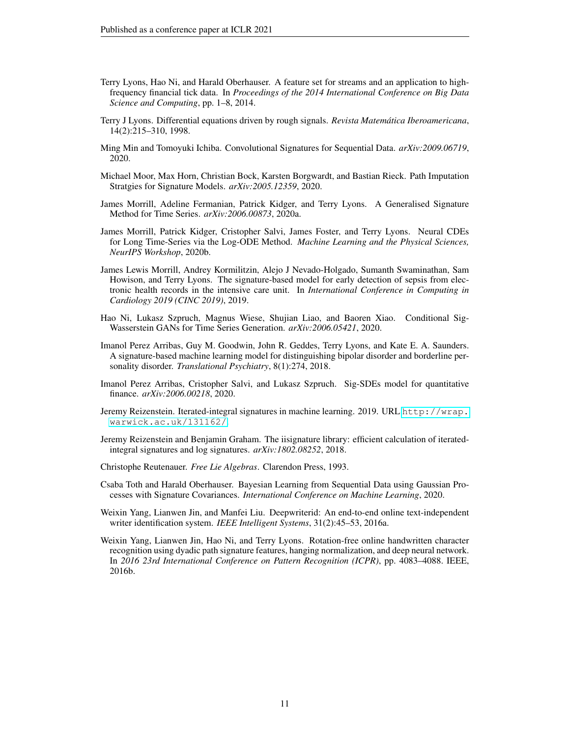Terry Lyons, Hao Ni, and Harald Oberhauser. A feature set for streams and an application to high-frequency financial tick data. In *Proceedings of the 2014 International Conference on Big Data Science and Computing*, pp. 1–8, 2014.

Terry J Lyons. Differential equations driven by rough signals. *Revista Matemática Iberoamericana*, 14(2):215–310, 1998.

Ming Min and Tomoyuki Ichiba. Convolutional Signatures for Sequential Data. *arXiv:2009.06719*, 2020.

Michael Moor, Max Horn, Christian Bock, Karsten Borgwardt, and Bastian Rieck. Path Imputation Stratgies for Signature Models. *arXiv:2005.12359*, 2020.

James Morrill, Adeline Fermanian, Patrick Kidger, and Terry Lyons. A Generalised Signature Method for Time Series. *arXiv:2006.00873*, 2020a.

James Morrill, Patrick Kidger, Cristopher Salvi, James Foster, and Terry Lyons. Neural CDEs for Long Time-Series via the Log-ODE Method. *Machine Learning and the Physical Sciences, NeurIPS Workshop*, 2020b.

James Lewis Morrill, Andrey Kormilitzin, Alejo J Nevado-Holgado, Sumanth Swaminathan, Sam Howison, and Terry Lyons. The signature-based model for early detection of sepsis from electronic health records in the intensive care unit. In *International Conference in Computing in Cardiology 2019 (CINC 2019)*, 2019.

Hao Ni, Lukasz Szpruch, Magnus Wiese, Shujian Liao, and Baoren Xiao. Conditional Sig-Wasserstein GANs for Time Series Generation. *arXiv:2006.05421*, 2020.

Imanol Perez Arribas, Guy M. Goodwin, John R. Geddes, Terry Lyons, and Kate E. A. Saunders. A signature-based machine learning model for distinguishing bipolar disorder and borderline personality disorder. *Translational Psychiatry*, 8(1):274, 2018.

Imanol Perez Arribas, Cristopher Salvi, and Lukasz Szpruch. Sig-SDEs model for quantitative finance. *arXiv:2006.00218*, 2020.

Jeremy Reizenstein. Iterated-integral signatures in machine learning. 2019. URL `http://wrap.warwick.ac.uk/131162/`.

Jeremy Reizenstein and Benjamin Graham. The iisignature library: efficient calculation of iterated-integral signatures and log signatures. *arXiv:1802.08252*, 2018.

Christophe Reutenauer. *Free Lie Algebras*. Clarendon Press, 1993.

Csaba Toth and Harald Oberhauser. Bayesian Learning from Sequential Data using Gaussian Processes with Signature Covariances. *International Conference on Machine Learning*, 2020.

Weixin Yang, Lianwen Jin, and Manfei Liu. Deepwriterid: An end-to-end online text-independent writer identification system. *IEEE Intelligent Systems*, 31(2):45–53, 2016a.

Weixin Yang, Lianwen Jin, Hao Ni, and Terry Lyons. Rotation-free online handwritten character recognition using dyadic path signature features, hanging normalization, and deep neural network. In *2016 23rd International Conference on Pattern Recognition (ICPR)*, pp. 4083–4088. IEEE, 2016b.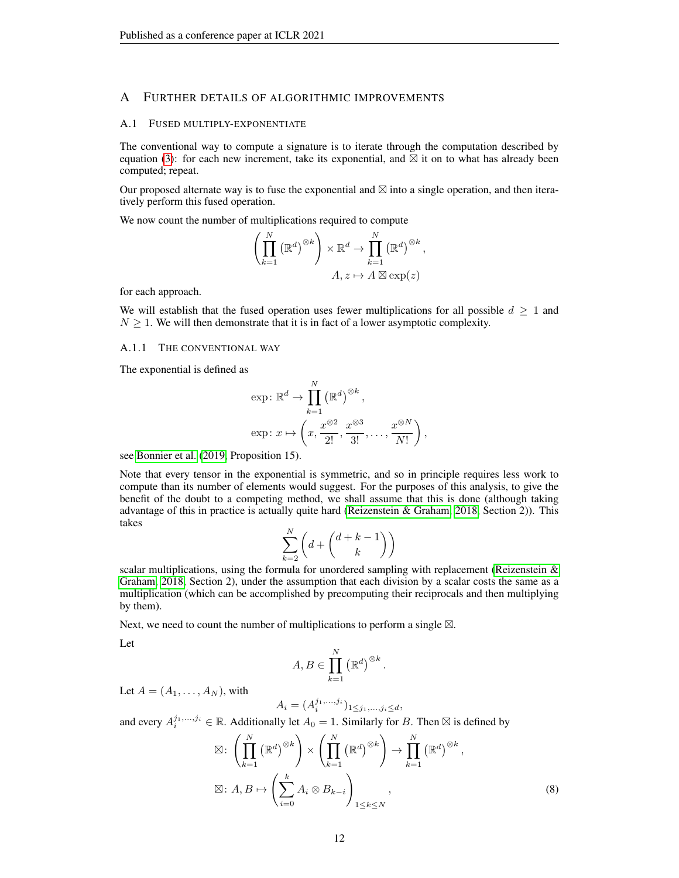# A Further details of algorithmic improvements

## A.1 Fused multiply-exponentiate

The conventional way to compute a signature is to iterate through the computation described by equation (3): for each new increment, take its exponential, and $\boxtimes$ it on to what has already been computed; repeat.

Our proposed alternate way is to fuse the exponential and $\boxtimes$ into a single operation, and then iteratively perform this fused operation.

We now count the number of multiplications required to compute

$$\left(\prod_{k=1}^{N} \left(\mathbb{R}^d\right)^{\otimes k}\right) \times \mathbb{R}^d \to \prod_{k=1}^{N} \left(\mathbb{R}^d\right)^{\otimes k},$$
$$A, z \mapsto A \boxtimes \exp(z)$$

for each approach.

We will establish that the fused operation uses fewer multiplications for all possible $d \geq 1$ and $N \geq 1$. We will then demonstrate that it is in fact of a lower asymptotic complexity.

### A.1.1 The conventional way

The exponential is defined as

$$\exp\colon \mathbb{R}^d \to \prod_{k=1}^{N} \left(\mathbb{R}^d\right)^{\otimes k},$$
$$\exp\colon x \mapsto \left(x, \frac{x^{\otimes 2}}{2!}, \frac{x^{\otimes 3}}{3!}, \ldots, \frac{x^{\otimes N}}{N!}\right),$$

see Bonnier et al. (2019, Proposition 15).

Note that every tensor in the exponential is symmetric, and so in principle requires less work to compute than its number of elements would suggest. For the purposes of this analysis, to give the benefit of the doubt to a competing method, we shall assume that this is done (although taking advantage of this in practice is actually quite hard (Reizenstein & Graham, 2018, Section 2)). This takes

$$\sum_{k=2}^{N} \left(d + \binom{d+k-1}{k}\right)$$

scalar multiplications, using the formula for unordered sampling with replacement (Reizenstein & Graham, 2018, Section 2), under the assumption that each division by a scalar costs the same as a multiplication (which can be accomplished by precomputing their reciprocals and then multiplying by them).

Next, we need to count the number of multiplications to perform a single $\boxtimes$.

Let

$$A, B \in \prod_{k=1}^{N} \left(\mathbb{R}^d\right)^{\otimes k}.$$

Let $A = (A_1, \ldots, A_N)$, with

$$A_i = (A_i^{j_1, \ldots, j_i})_{1 \leq j_1, \ldots, j_i \leq d},$$

and every $A_i^{j_1, \ldots, j_i} \in \mathbb{R}$. Additionally let $A_0 = 1$. Similarly for $B$. Then $\boxtimes$ is defined by

$$\boxtimes\colon \left(\prod_{k=1}^{N} \left(\mathbb{R}^d\right)^{\otimes k}\right) \times \left(\prod_{k=1}^{N} \left(\mathbb{R}^d\right)^{\otimes k}\right) \to \prod_{k=1}^{N} \left(\mathbb{R}^d\right)^{\otimes k},$$
$$\boxtimes\colon A, B \mapsto \left(\sum_{i=0}^{k} A_i \otimes B_{k-i}\right)_{1 \leq k \leq N}, \tag{8}$$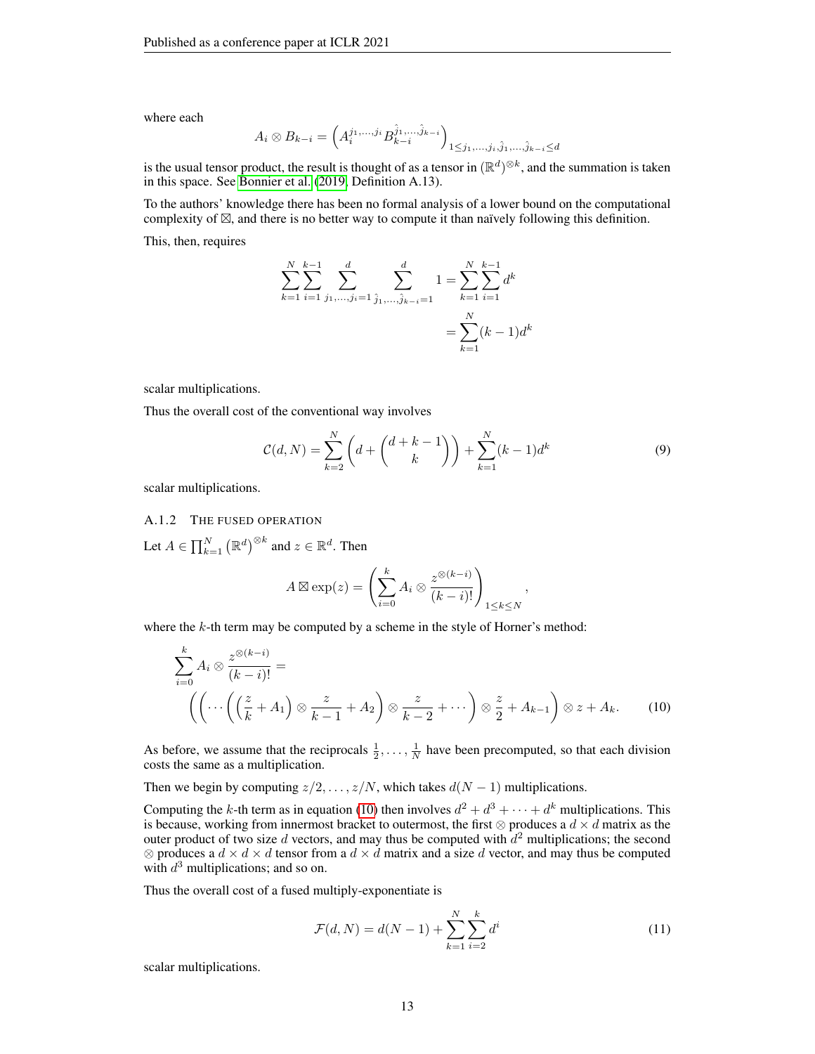where each

$$A_i \otimes B_{k-i} = \left( A_i^{j_1,\ldots,j_i} B_{k-i}^{\hat{j}_1,\ldots,\hat{j}_{k-i}} \right)_{1 \leq j_1,\ldots,j_i,\hat{j}_1,\ldots,\hat{j}_{k-i} \leq d}$$

is the usual tensor product, the result is thought of as a tensor in $(\mathbb{R}^d)^{\otimes k}$, and the summation is taken in this space. See Bonnier et al. (2019, Definition A.13).

To the authors' knowledge there has been no formal analysis of a lower bound on the computational complexity of $\boxtimes$, and there is no better way to compute it than naïvely following this definition.

This, then, requires

$$\sum_{k=1}^{N} \sum_{i=1}^{k-1} \sum_{j_1,\ldots,j_i=1}^{d} \sum_{\hat{j}_1,\ldots,\hat{j}_{k-i}=1}^{d} 1 = \sum_{k=1}^{N} \sum_{i=1}^{k-1} d^k$$
$$= \sum_{k=1}^{N} (k-1) d^k$$

scalar multiplications.

Thus the overall cost of the conventional way involves

$$\mathcal{C}(d, N) = \sum_{k=2}^{N} \left( d + \binom{d+k-1}{k} \right) + \sum_{k=1}^{N} (k-1) d^k \tag{9}$$

scalar multiplications.

### A.1.2 The fused operation

Let $A \in \prod_{k=1}^{N} \left(\mathbb{R}^d\right)^{\otimes k}$ and $z \in \mathbb{R}^d$. Then

$$A \boxtimes \exp(z) = \left( \sum_{i=0}^{k} A_i \otimes \frac{z^{\otimes(k-i)}}{(k-i)!} \right)_{1 \leq k \leq N},$$

where the $k$-th term may be computed by a scheme in the style of Horner's method:

$$\sum_{i=0}^{k} A_i \otimes \frac{z^{\otimes(k-i)}}{(k-i)!} =$$
$$\left( \left( \cdots \left( \left( \frac{z}{k} + A_1 \right) \otimes \frac{z}{k-1} + A_2 \right) \otimes \frac{z}{k-2} + \cdots \right) \otimes \frac{z}{2} + A_{k-1} \right) \otimes z + A_k. \tag{10}$$

As before, we assume that the reciprocals $\frac{1}{2}, \ldots, \frac{1}{N}$ have been precomputed, so that each division costs the same as a multiplication.

Then we begin by computing $z/2, \ldots, z/N$, which takes $d(N-1)$ multiplications.

Computing the $k$-th term as in equation (10) then involves $d^2 + d^3 + \cdots + d^k$ multiplications. This is because, working from innermost bracket to outermost, the first $\otimes$ produces a $d \times d$ matrix as the outer product of two size $d$ vectors, and may thus be computed with $d^2$ multiplications; the second $\otimes$ produces a $d \times d \times d$ tensor from a $d \times d$ matrix and a size $d$ vector, and may thus be computed with $d^3$ multiplications; and so on.

Thus the overall cost of a fused multiply-exponentiate is

$$\mathcal{F}(d, N) = d(N-1) + \sum_{k=1}^{N} \sum_{i=2}^{k} d^i \tag{11}$$

scalar multiplications.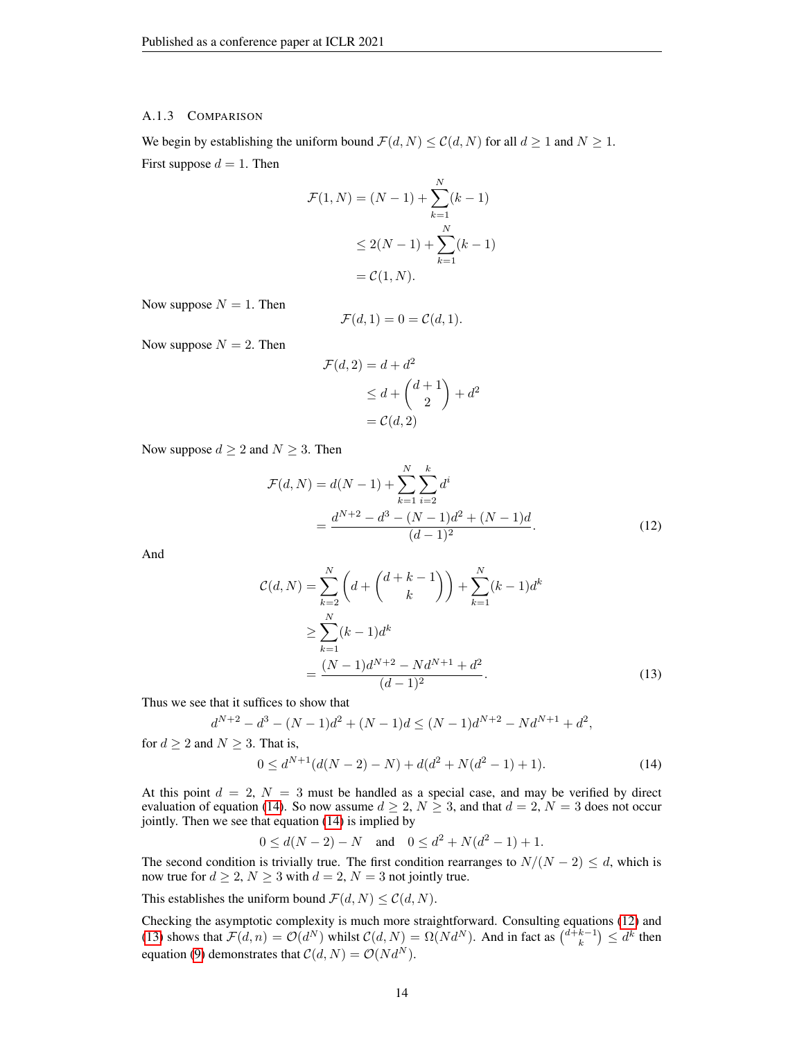### A.1.3 Comparison

We begin by establishing the uniform bound $\mathcal{F}(d, N) \leq \mathcal{C}(d, N)$ for all $d \geq 1$ and $N \geq 1$.

First suppose $d = 1$. Then

$$
\begin{aligned}
\mathcal{F}(1, N) &= (N-1) + \sum_{k=1}^{N} (k-1) \\
&\leq 2(N-1) + \sum_{k=1}^{N} (k-1) \\
&= \mathcal{C}(1, N).
\end{aligned}
$$

Now suppose $N = 1$. Then

$$
\mathcal{F}(d, 1) = 0 = \mathcal{C}(d, 1).
$$

Now suppose $N = 2$. Then

$$
\begin{aligned}
\mathcal{F}(d, 2) &= d + d^2 \\
&\leq d + \binom{d+1}{2} + d^2 \\
&= \mathcal{C}(d, 2)
\end{aligned}
$$

Now suppose $d \geq 2$ and $N \geq 3$. Then

$$
\begin{aligned}
\mathcal{F}(d, N) &= d(N-1) + \sum_{k=1}^{N} \sum_{i=2}^{k} d^i \\
&= \frac{d^{N+2} - d^3 - (N-1)d^2 + (N-1)d}{(d-1)^2}.
\end{aligned} \tag{12}
$$

And

$$
\begin{aligned}
\mathcal{C}(d, N) &= \sum_{k=2}^{N} \left( d + \binom{d+k-1}{k} \right) + \sum_{k=1}^{N} (k-1) d^k \\
&\geq \sum_{k=1}^{N} (k-1) d^k \\
&= \frac{(N-1)d^{N+2} - N d^{N+1} + d^2}{(d-1)^2}.
\end{aligned} \tag{13}
$$

Thus we see that it suffices to show that

$$
d^{N+2} - d^3 - (N-1)d^2 + (N-1)d \leq (N-1)d^{N+2} - N d^{N+1} + d^2,
$$

for $d \geq 2$ and $N \geq 3$. That is,

$$
0 \leq d^{N+1}(d(N-2) - N) + d(d^2 + N(d^2 - 1) + 1). \tag{14}
$$

At this point $d = 2$, $N = 3$ must be handled as a special case, and may be verified by direct evaluation of equation (14). So now assume $d \geq 2$, $N \geq 3$, and that $d = 2$, $N = 3$ does not occur jointly. Then we see that equation (14) is implied by

$$
0 \leq d(N-2) - N \quad \text{and} \quad 0 \leq d^2 + N(d^2 - 1) + 1.
$$

The second condition is trivially true. The first condition rearranges to $N/(N-2) \leq d$, which is now true for $d \geq 2$, $N \geq 3$ with $d = 2$, $N = 3$ not jointly true.

This establishes the uniform bound $\mathcal{F}(d, N) \leq \mathcal{C}(d, N)$.

Checking the asymptotic complexity is much more straightforward. Consulting equations (12) and (13) shows that $\mathcal{F}(d, n) = \mathcal{O}(d^N)$ whilst $\mathcal{C}(d, N) = \Omega(N d^N)$. And in fact as $\binom{d+k-1}{k} \leq d^k$ then equation (9) demonstrates that $\mathcal{C}(d, N) = \mathcal{O}(N d^N)$.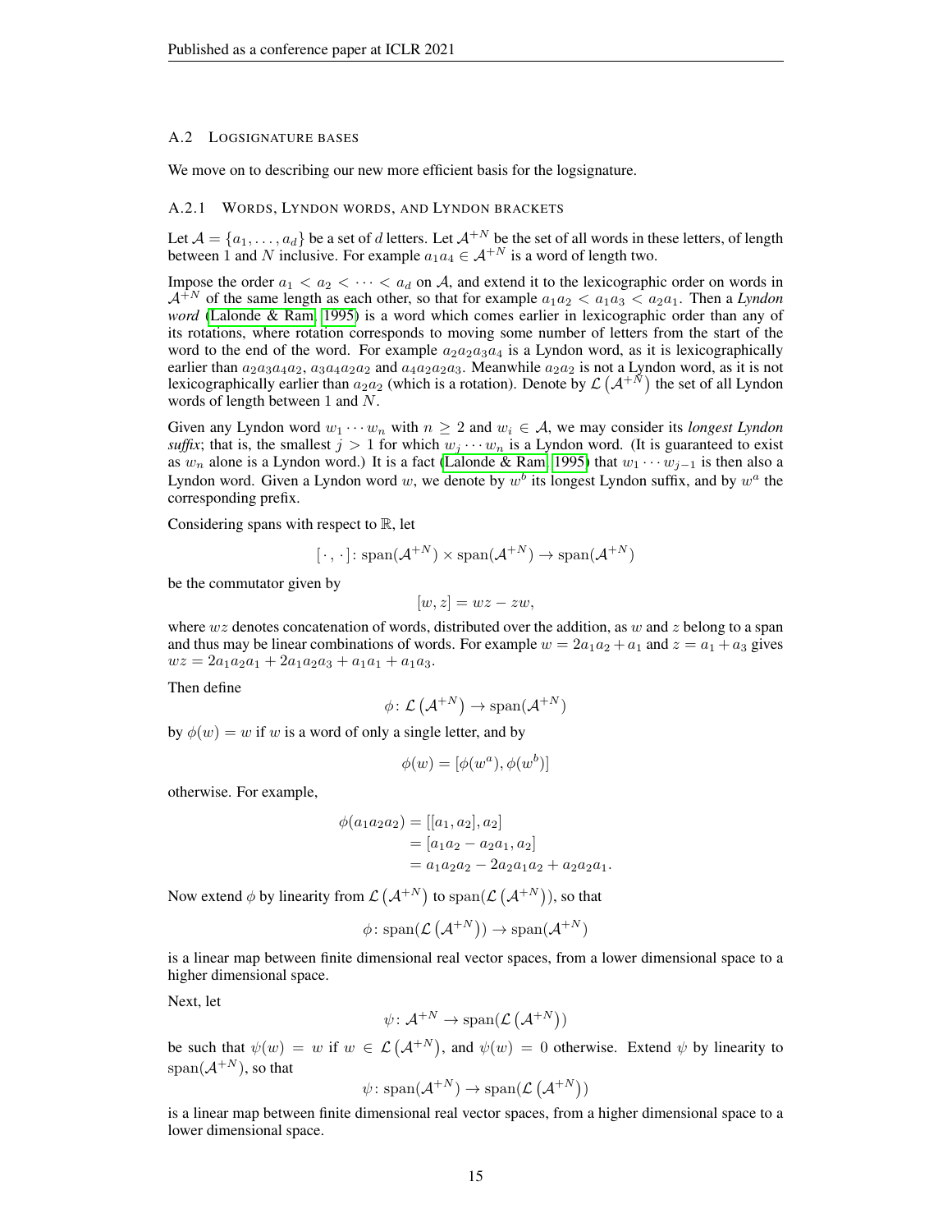### A.2 LOGSIGNATURE BASES

We move on to describing our new more efficient basis for the logsignature.

#### A.2.1 WORDS, LYNDON WORDS, AND LYNDON BRACKETS

Let $\mathcal{A} = \{a_1, \ldots, a_d\}$ be a set of $d$ letters. Let $\mathcal{A}^{+N}$ be the set of all words in these letters, of length between 1 and $N$ inclusive. For example $a_1 a_4 \in \mathcal{A}^{+N}$ is a word of length two.

Impose the order $a_1 < a_2 < \cdots < a_d$ on $\mathcal{A}$, and extend it to the lexicographic order on words in $\mathcal{A}^{+N}$ of the same length as each other, so that for example $a_1 a_2 < a_1 a_3 < a_2 a_1$. Then a *Lyndon word* (Lalonde & Ram, 1995) is a word which comes earlier in lexicographic order than any of its rotations, where rotation corresponds to moving some number of letters from the start of the word to the end of the word. For example $a_2 a_2 a_3 a_4$ is a Lyndon word, as it is lexicographically earlier than $a_2 a_3 a_4 a_2$, $a_3 a_4 a_2 a_2$ and $a_4 a_2 a_2 a_3$. Meanwhile $a_2 a_2$ is not a Lyndon word, as it is not lexicographically earlier than $a_2 a_2$ (which is a rotation). Denote by $\mathcal{L}\left(\mathcal{A}^{+N}\right)$ the set of all Lyndon words of length between 1 and $N$.

Given any Lyndon word $w_1 \cdots w_n$ with $n \geq 2$ and $w_i \in \mathcal{A}$, we may consider its *longest Lyndon suffix*; that is, the smallest $j > 1$ for which $w_j \cdots w_n$ is a Lyndon word. (It is guaranteed to exist as $w_n$ alone is a Lyndon word.) It is a fact (Lalonde & Ram, 1995) that $w_1 \cdots w_{j-1}$ is then also a Lyndon word. Given a Lyndon word $w$, we denote by $w^b$ its longest Lyndon suffix, and by $w^a$ the corresponding prefix.

Considering spans with respect to $\mathbb{R}$, let

$$[\,\cdot\,,\,\cdot\,] \colon \mathrm{span}(\mathcal{A}^{+N}) \times \mathrm{span}(\mathcal{A}^{+N}) \to \mathrm{span}(\mathcal{A}^{+N})$$

be the commutator given by

$$[w, z] = wz - zw,$$

where $wz$ denotes concatenation of words, distributed over the addition, as $w$ and $z$ belong to a span and thus may be linear combinations of words. For example $w = 2a_1 a_2 + a_1$ and $z = a_1 + a_3$ gives $wz = 2a_1 a_2 a_1 + 2a_1 a_2 a_3 + a_1 a_1 + a_1 a_3$.

Then define

$$\phi \colon \mathcal{L}\left(\mathcal{A}^{+N}\right) \to \mathrm{span}(\mathcal{A}^{+N})$$

by $\phi(w) = w$ if $w$ is a word of only a single letter, and by

$$\phi(w) = [\phi(w^a), \phi(w^b)]$$

otherwise. For example,

$$\begin{aligned}
\phi(a_1 a_2 a_2) &= [[a_1, a_2], a_2] \\
&= [a_1 a_2 - a_2 a_1, a_2] \\
&= a_1 a_2 a_2 - 2a_2 a_1 a_2 + a_2 a_2 a_1.
\end{aligned}$$

Now extend $\phi$ by linearity from $\mathcal{L}\left(\mathcal{A}^{+N}\right)$ to $\mathrm{span}(\mathcal{L}\left(\mathcal{A}^{+N}\right))$, so that

$$\phi \colon \mathrm{span}(\mathcal{L}\left(\mathcal{A}^{+N}\right)) \to \mathrm{span}(\mathcal{A}^{+N})$$

is a linear map between finite dimensional real vector spaces, from a lower dimensional space to a higher dimensional space.

Next, let

$$\psi \colon \mathcal{A}^{+N} \to \mathrm{span}(\mathcal{L}\left(\mathcal{A}^{+N}\right))$$

be such that $\psi(w) = w$ if $w \in \mathcal{L}\left(\mathcal{A}^{+N}\right)$, and $\psi(w) = 0$ otherwise. Extend $\psi$ by linearity to $\mathrm{span}(\mathcal{A}^{+N})$, so that

$$\psi \colon \mathrm{span}(\mathcal{A}^{+N}) \to \mathrm{span}(\mathcal{L}\left(\mathcal{A}^{+N}\right))$$

is a linear map between finite dimensional real vector spaces, from a higher dimensional space to a lower dimensional space.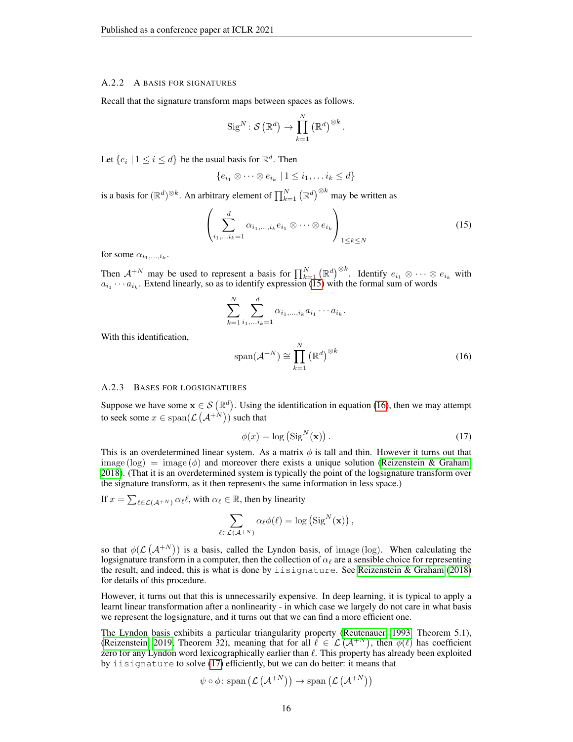### A.2.2 A BASIS FOR SIGNATURES

Recall that the signature transform maps between spaces as follows.

$$\mathrm{Sig}^N : \mathcal{S}\left(\mathbb{R}^d\right) \to \prod_{k=1}^{N} \left(\mathbb{R}^d\right)^{\otimes k}.$$

Let $\{e_i \mid 1 \leq i \leq d\}$ be the usual basis for $\mathbb{R}^d$. Then

$$\{e_{i_1} \otimes \cdots \otimes e_{i_k} \mid 1 \leq i_1, \ldots i_k \leq d\}$$

is a basis for $(\mathbb{R}^d)^{\otimes k}$. An arbitrary element of $\prod_{k=1}^{N} \left(\mathbb{R}^d\right)^{\otimes k}$ may be written as

$$\left( \sum_{i_1,\ldots i_k=1}^{d} \alpha_{i_1,\ldots,i_k} e_{i_1} \otimes \cdots \otimes e_{i_k} \right)_{1 \leq k \leq N} \tag{15}$$

for some $\alpha_{i_1,\ldots,i_k}$.

Then $\mathcal{A}^{+N}$ may be used to represent a basis for $\prod_{k=1}^{N} \left(\mathbb{R}^d\right)^{\otimes k}$. Identify $e_{i_1} \otimes \cdots \otimes e_{i_k}$ with $a_{i_1} \cdots a_{i_k}$. Extend linearly, so as to identify expression (15) with the formal sum of words

$$\sum_{k=1}^{N} \sum_{i_1,\ldots i_k=1}^{d} \alpha_{i_1,\ldots,i_k} a_{i_1} \cdots a_{i_k}.$$

With this identification,

$$\mathrm{span}(\mathcal{A}^{+N}) \cong \prod_{k=1}^{N} \left(\mathbb{R}^d\right)^{\otimes k} \tag{16}$$

### A.2.3 BASES FOR LOGSIGNATURES

Suppose we have some $\mathbf{x} \in \mathcal{S}\left(\mathbb{R}^d\right)$. Using the identification in equation (16), then we may attempt to seek some $x \in \mathrm{span}(\mathcal{L}\left(\mathcal{A}^{+N}\right))$ such that

$$\phi(x) = \log\left(\mathrm{Sig}^N(\mathbf{x})\right). \tag{17}$$

This is an overdetermined linear system. As a matrix $\phi$ is tall and thin. However it turns out that $\mathrm{image}\left(\log\right) = \mathrm{image}\left(\phi\right)$ and moreover there exists a unique solution (Reizenstein & Graham, 2018). (That it is an overdetermined system is typically the point of the logsignature transform over the signature transform, as it then represents the same information in less space.)

If $x = \sum_{\ell \in \mathcal{L}(\mathcal{A}^{+N})} \alpha_\ell \ell$, with $\alpha_\ell \in \mathbb{R}$, then by linearity

$$\sum_{\ell \in \mathcal{L}(\mathcal{A}^{+N})} \alpha_\ell \phi(\ell) = \log\left(\mathrm{Sig}^N(\mathbf{x})\right),$$

so that $\phi(\mathcal{L}\left(\mathcal{A}^{+N}\right))$ is a basis, called the Lyndon basis, of $\mathrm{image}\left(\log\right)$. When calculating the logsignature transform in a computer, then the collection of $\alpha_\ell$ are a sensible choice for representing the result, and indeed, this is what is done by `iisignature`. See Reizenstein & Graham (2018) for details of this procedure.

However, it turns out that this is unnecessarily expensive. In deep learning, it is typical to apply a learnt linear transformation after a nonlinearity - in which case we largely do not care in what basis we represent the logsignature, and it turns out that we can find a more efficient one.

The Lyndon basis exhibits a particular triangularity property (Reutenauer, 1993, Theorem 5.1), (Reizenstein, 2019, Theorem 32), meaning that for all $\ell \in \mathcal{L}\left(\mathcal{A}^{+N}\right)$, then $\phi(\ell)$ has coefficient zero for any Lyndon word lexicographically earlier than $\ell$. This property has already been exploited by `iisignature` to solve (17) efficiently, but we can do better: it means that

$$\psi \circ \phi \colon \mathrm{span}\left(\mathcal{L}\left(\mathcal{A}^{+N}\right)\right) \to \mathrm{span}\left(\mathcal{L}\left(\mathcal{A}^{+N}\right)\right)$$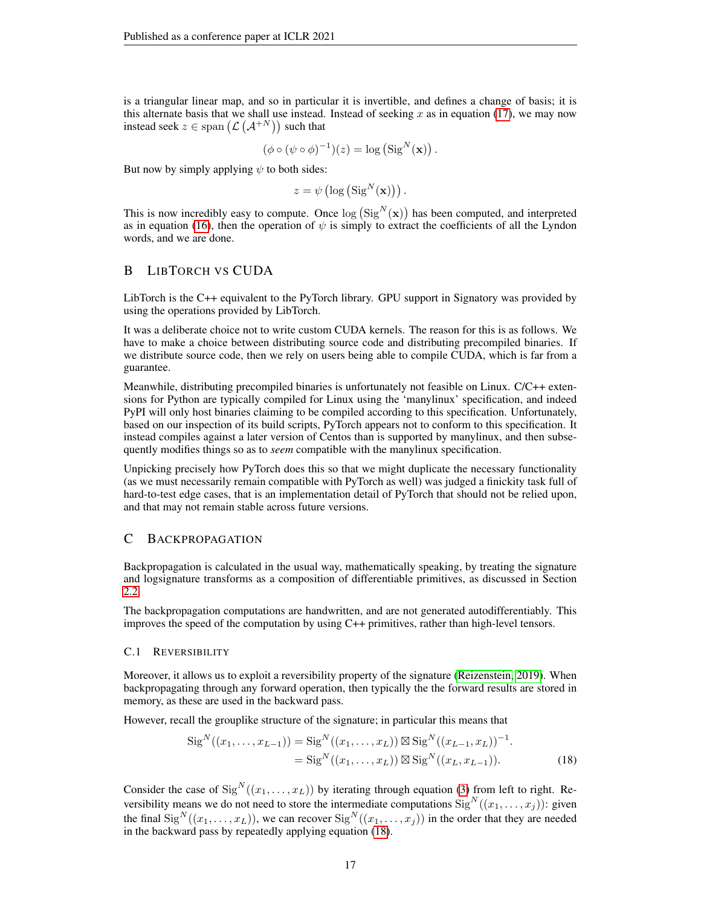is a triangular linear map, and so in particular it is invertible, and defines a change of basis; it is this alternate basis that we shall use instead. Instead of seeking $x$ as in equation (17), we may now instead seek $z \in \operatorname{span}\left(\mathcal{L}\left(\mathcal{A}^{+N}\right)\right)$ such that

$$(\phi \circ (\psi \circ \phi)^{-1})(z) = \log\left(\mathrm{Sig}^N(\mathbf{x})\right).$$

But now by simply applying $\psi$ to both sides:

$$z = \psi\left(\log\left(\mathrm{Sig}^N(\mathbf{x})\right)\right).$$

This is now incredibly easy to compute. Once $\log\left(\mathrm{Sig}^N(\mathbf{x})\right)$ has been computed, and interpreted as in equation (16), then the operation of $\psi$ is simply to extract the coefficients of all the Lyndon words, and we are done.

## B LibTorch vs CUDA

LibTorch is the C++ equivalent to the PyTorch library. GPU support in Signatory was provided by using the operations provided by LibTorch.

It was a deliberate choice not to write custom CUDA kernels. The reason for this is as follows. We have to make a choice between distributing source code and distributing precompiled binaries. If we distribute source code, then we rely on users being able to compile CUDA, which is far from a guarantee.

Meanwhile, distributing precompiled binaries is unfortunately not feasible on Linux. C/C++ extensions for Python are typically compiled for Linux using the 'manylinux' specification, and indeed PyPI will only host binaries claiming to be compiled according to this specification. Unfortunately, based on our inspection of its build scripts, PyTorch appears not to conform to this specification. It instead compiles against a later version of Centos than is supported by manylinux, and then subsequently modifies things so as to *seem* compatible with the manylinux specification.

Unpicking precisely how PyTorch does this so that we might duplicate the necessary functionality (as we must necessarily remain compatible with PyTorch as well) was judged a finickity task full of hard-to-test edge cases, that is an implementation detail of PyTorch that should not be relied upon, and that may not remain stable across future versions.

## C Backpropagation

Backpropagation is calculated in the usual way, mathematically speaking, by treating the signature and logsignature transforms as a composition of differentiable primitives, as discussed in Section 2.2.

The backpropagation computations are handwritten, and are not generated autodifferentiably. This improves the speed of the computation by using C++ primitives, rather than high-level tensors.

### C.1 Reversibility

Moreover, it allows us to exploit a reversibility property of the signature (Reizenstein, 2019). When backpropagating through any forward operation, then typically the the forward results are stored in memory, as these are used in the backward pass.

However, recall the grouplike structure of the signature; in particular this means that

$$\begin{aligned}\mathrm{Sig}^N((x_1, \ldots, x_{L-1})) &= \mathrm{Sig}^N((x_1, \ldots, x_L)) \boxtimes \mathrm{Sig}^N((x_{L-1}, x_L))^{-1}. \\ &= \mathrm{Sig}^N((x_1, \ldots, x_L)) \boxtimes \mathrm{Sig}^N((x_L, x_{L-1})).\end{aligned} \tag{18}$$

Consider the case of $\mathrm{Sig}^N((x_1, \ldots, x_L))$ by iterating through equation (3) from left to right. Reversibility means we do not need to store the intermediate computations $\mathrm{Sig}^N((x_1, \ldots, x_j))$: given the final $\mathrm{Sig}^N((x_1, \ldots, x_L))$, we can recover $\mathrm{Sig}^N((x_1, \ldots, x_j))$ in the order that they are needed in the backward pass by repeatedly applying equation (18).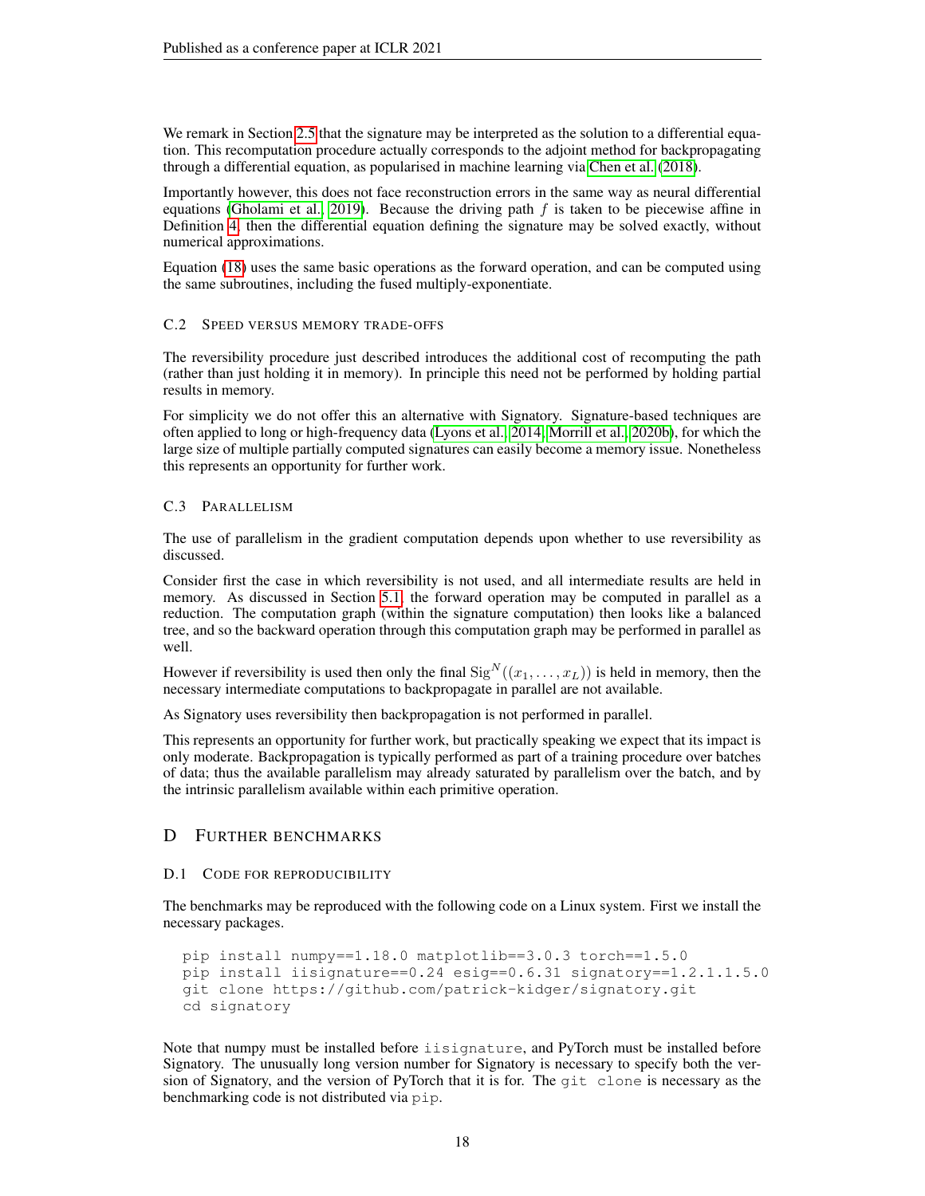We remark in Section 2.5 that the signature may be interpreted as the solution to a differential equation. This recomputation procedure actually corresponds to the adjoint method for backpropagating through a differential equation, as popularised in machine learning via Chen et al. (2018).

Importantly however, this does not face reconstruction errors in the same way as neural differential equations (Gholami et al., 2019). Because the driving path $f$ is taken to be piecewise affine in Definition 4, then the differential equation defining the signature may be solved exactly, without numerical approximations.

Equation (18) uses the same basic operations as the forward operation, and can be computed using the same subroutines, including the fused multiply-exponentiate.

### C.2 Speed versus memory trade-offs

The reversibility procedure just described introduces the additional cost of recomputing the path (rather than just holding it in memory). In principle this need not be performed by holding partial results in memory.

For simplicity we do not offer this an alternative with Signatory. Signature-based techniques are often applied to long or high-frequency data (Lyons et al., 2014; Morrill et al., 2020b), for which the large size of multiple partially computed signatures can easily become a memory issue. Nonetheless this represents an opportunity for further work.

### C.3 Parallelism

The use of parallelism in the gradient computation depends upon whether to use reversibility as discussed.

Consider first the case in which reversibility is not used, and all intermediate results are held in memory. As discussed in Section 5.1, the forward operation may be computed in parallel as a reduction. The computation graph (within the signature computation) then looks like a balanced tree, and so the backward operation through this computation graph may be performed in parallel as well.

However if reversibility is used then only the final $\mathrm{Sig}^N((x_1, \ldots, x_L))$ is held in memory, then the necessary intermediate computations to backpropagate in parallel are not available.

As Signatory uses reversibility then backpropagation is not performed in parallel.

This represents an opportunity for further work, but practically speaking we expect that its impact is only moderate. Backpropagation is typically performed as part of a training procedure over batches of data; thus the available parallelism may already saturated by parallelism over the batch, and by the intrinsic parallelism available within each primitive operation.

## D Further benchmarks

### D.1 Code for reproducibility

The benchmarks may be reproduced with the following code on a Linux system. First we install the necessary packages.

```
pip install numpy==1.18.0 matplotlib==3.0.3 torch==1.5.0
pip install iisignature==0.24 esig==0.6.31 signatory==1.2.1.1.5.0
git clone https://github.com/patrick-kidger/signatory.git
cd signatory
```

Note that numpy must be installed before `iisignature`, and PyTorch must be installed before Signatory. The unusually long version number for Signatory is necessary to specify both the version of Signatory, and the version of PyTorch that it is for. The `git clone` is necessary as the benchmarking code is not distributed via `pip`.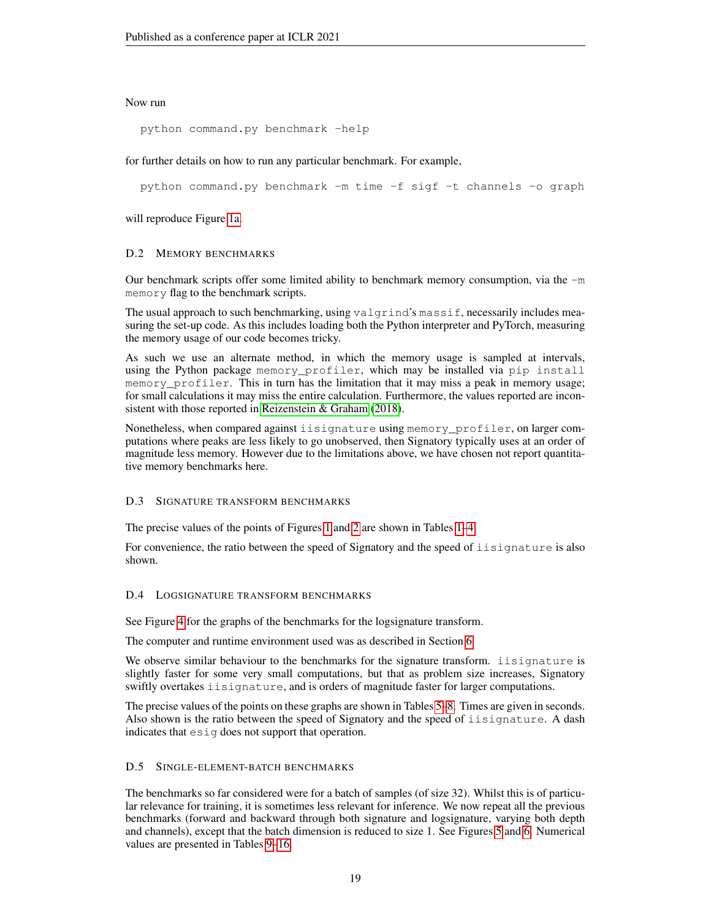Now run

```
python command.py benchmark -help
```

for further details on how to run any particular benchmark. For example,

```
python command.py benchmark -m time -f sigf -t channels -o graph
```

will reproduce Figure 1a.

### D.2 Memory benchmarks

Our benchmark scripts offer some limited ability to benchmark memory consumption, via the `-m memory` flag to the benchmark scripts.

The usual approach to such benchmarking, using `valgrind`'s `massif`, necessarily includes measuring the set-up code. As this includes loading both the Python interpreter and PyTorch, measuring the memory usage of our code becomes tricky.

As such we use an alternate method, in which the memory usage is sampled at intervals, using the Python package `memory_profiler`, which may be installed via `pip install memory_profiler`. This in turn has the limitation that it may miss a peak in memory usage; for small calculations it may miss the entire calculation. Furthermore, the values reported are inconsistent with those reported in Reizenstein & Graham (2018).

Nonetheless, when compared against `iisignature` using `memory_profiler`, on larger computations where peaks are less likely to go unobserved, then Signatory typically uses at an order of magnitude less memory. However due to the limitations above, we have chosen not report quantitative memory benchmarks here.

### D.3 Signature transform benchmarks

The precise values of the points of Figures 1 and 2 are shown in Tables 1–4.

For convenience, the ratio between the speed of Signatory and the speed of `iisignature` is also shown.

### D.4 Logsignature transform benchmarks

See Figure 4 for the graphs of the benchmarks for the logsignature transform.

The computer and runtime environment used was as described in Section 6.

We observe similar behaviour to the benchmarks for the signature transform. `iisignature` is slightly faster for some very small computations, but that as problem size increases, Signatory swiftly overtakes `iisignature`, and is orders of magnitude faster for larger computations.

The precise values of the points on these graphs are shown in Tables 5–8. Times are given in seconds. Also shown is the ratio between the speed of Signatory and the speed of `iisignature`. A dash indicates that `esig` does not support that operation.

### D.5 Single-element-batch benchmarks

The benchmarks so far considered were for a batch of samples (of size 32). Whilst this is of particular relevance for training, it is sometimes less relevant for inference. We now repeat all the previous benchmarks (forward and backward through both signature and logsignature, varying both depth and channels), except that the batch dimension is reduced to size 1. See Figures 5 and 6. Numerical values are presented in Tables 9–16.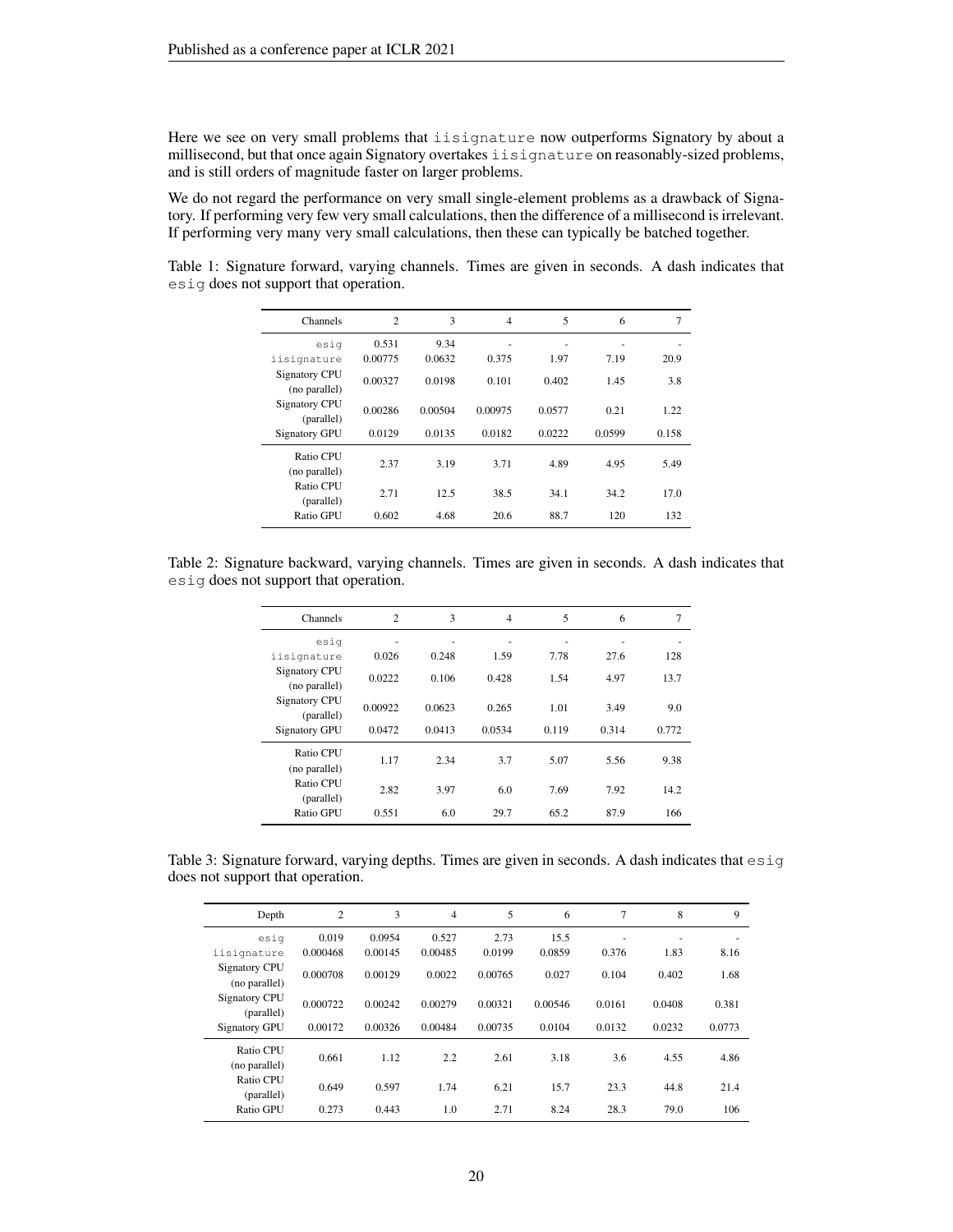Here we see on very small problems that `iisignature` now outperforms Signatory by about a millisecond, but that once again Signatory overtakes `iisignature` on reasonably-sized problems, and is still orders of magnitude faster on larger problems.

We do not regard the performance on very small single-element problems as a drawback of Signatory. If performing very few very small calculations, then the difference of a millisecond is irrelevant. If performing very many very small calculations, then these can typically be batched together.

Table 1: Signature forward, varying channels. Times are given in seconds. A dash indicates that `esig` does not support that operation.

| Channels | 2 | 3 | 4 | 5 | 6 | 7 |
|---|---|---|---|---|---|---|
| `esig` | 0.531 | 9.34 | - | - | - | - |
| `iisignature` | 0.00775 | 0.0632 | 0.375 | 1.97 | 7.19 | 20.9 |
| Signatory CPU (no parallel) | 0.00327 | 0.0198 | 0.101 | 0.402 | 1.45 | 3.8 |
| Signatory CPU (parallel) | 0.00286 | 0.00504 | 0.00975 | 0.0577 | 0.21 | 1.22 |
| Signatory GPU | 0.0129 | 0.0135 | 0.0182 | 0.0222 | 0.0599 | 0.158 |
| Ratio CPU (no parallel) | 2.37 | 3.19 | 3.71 | 4.89 | 4.95 | 5.49 |
| Ratio CPU (parallel) | 2.71 | 12.5 | 38.5 | 34.1 | 34.2 | 17.0 |
| Ratio GPU | 0.602 | 4.68 | 20.6 | 88.7 | 120 | 132 |

Table 2: Signature backward, varying channels. Times are given in seconds. A dash indicates that `esig` does not support that operation.

| Channels | 2 | 3 | 4 | 5 | 6 | 7 |
|---|---|---|---|---|---|---|
| `esig` | - | - | - | - | - | - |
| `iisignature` | 0.026 | 0.248 | 1.59 | 7.78 | 27.6 | 128 |
| Signatory CPU (no parallel) | 0.0222 | 0.106 | 0.428 | 1.54 | 4.97 | 13.7 |
| Signatory CPU (parallel) | 0.00922 | 0.0623 | 0.265 | 1.01 | 3.49 | 9.0 |
| Signatory GPU | 0.0472 | 0.0413 | 0.0534 | 0.119 | 0.314 | 0.772 |
| Ratio CPU (no parallel) | 1.17 | 2.34 | 3.7 | 5.07 | 5.56 | 9.38 |
| Ratio CPU (parallel) | 2.82 | 3.97 | 6.0 | 7.69 | 7.92 | 14.2 |
| Ratio GPU | 0.551 | 6.0 | 29.7 | 65.2 | 87.9 | 166 |

Table 3: Signature forward, varying depths. Times are given in seconds. A dash indicates that `esig` does not support that operation.

| Depth | 2 | 3 | 4 | 5 | 6 | 7 | 8 | 9 |
|---|---|---|---|---|---|---|---|---|
| `esig` | 0.019 | 0.0954 | 0.527 | 2.73 | 15.5 | - | - | - |
| `iisignature` | 0.000468 | 0.00145 | 0.00485 | 0.0199 | 0.0859 | 0.376 | 1.83 | 8.16 |
| Signatory CPU (no parallel) | 0.000708 | 0.00129 | 0.0022 | 0.00765 | 0.027 | 0.104 | 0.402 | 1.68 |
| Signatory CPU (parallel) | 0.000722 | 0.00242 | 0.00279 | 0.00321 | 0.00546 | 0.0161 | 0.0408 | 0.381 |
| Signatory GPU | 0.00172 | 0.00326 | 0.00484 | 0.00735 | 0.0104 | 0.0132 | 0.0232 | 0.0773 |
| Ratio CPU (no parallel) | 0.661 | 1.12 | 2.2 | 2.61 | 3.18 | 3.6 | 4.55 | 4.86 |
| Ratio CPU (parallel) | 0.649 | 0.597 | 1.74 | 6.21 | 15.7 | 23.3 | 44.8 | 21.4 |
| Ratio GPU | 0.273 | 0.443 | 1.0 | 2.71 | 8.24 | 28.3 | 79.0 | 106 |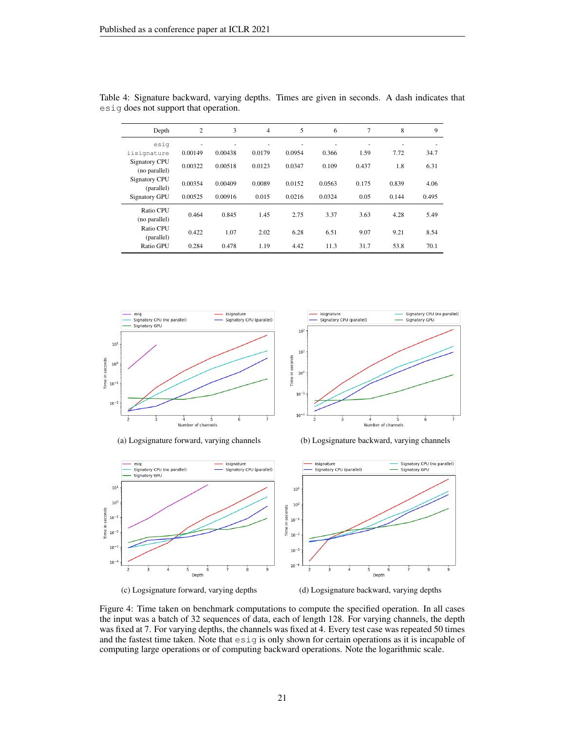Table 4: Signature backward, varying depths. Times are given in seconds. A dash indicates that `esig` does not support that operation.

| Depth | 2 | 3 | 4 | 5 | 6 | 7 | 8 | 9 |
|---|---|---|---|---|---|---|---|---|
| `esig` | - | - | - | - | - | - | - | - |
| `iisignature` | 0.00149 | 0.00438 | 0.0179 | 0.0954 | 0.366 | 1.59 | 7.72 | 34.7 |
| Signatory CPU (no parallel) | 0.00322 | 0.00518 | 0.0123 | 0.0347 | 0.109 | 0.437 | 1.8 | 6.31 |
| Signatory CPU (parallel) | 0.00354 | 0.00409 | 0.0089 | 0.0152 | 0.0563 | 0.175 | 0.839 | 4.06 |
| Signatory GPU | 0.00525 | 0.00916 | 0.015 | 0.0216 | 0.0324 | 0.05 | 0.144 | 0.495 |
| Ratio CPU (no parallel) | 0.464 | 0.845 | 1.45 | 2.75 | 3.37 | 3.63 | 4.28 | 5.49 |
| Ratio CPU (parallel) | 0.422 | 1.07 | 2.02 | 6.28 | 6.51 | 9.07 | 9.21 | 8.54 |
| Ratio GPU | 0.284 | 0.478 | 1.19 | 4.42 | 11.3 | 31.7 | 53.8 | 70.1 |

(a) Logsignature forward, varying channels

(b) Logsignature backward, varying channels

(c) Logsignature forward, varying depths

(d) Logsignature backward, varying depths

Figure 4: Time taken on benchmark computations to compute the specified operation. In all cases the input was a batch of 32 sequences of data, each of length 128. For varying channels, the depth was fixed at 7. For varying depths, the channels was fixed at 4. Every test case was repeated 50 times and the fastest time taken. Note that `esig` is only shown for certain operations as it is incapable of computing large operations or of computing backward operations. Note the logarithmic scale.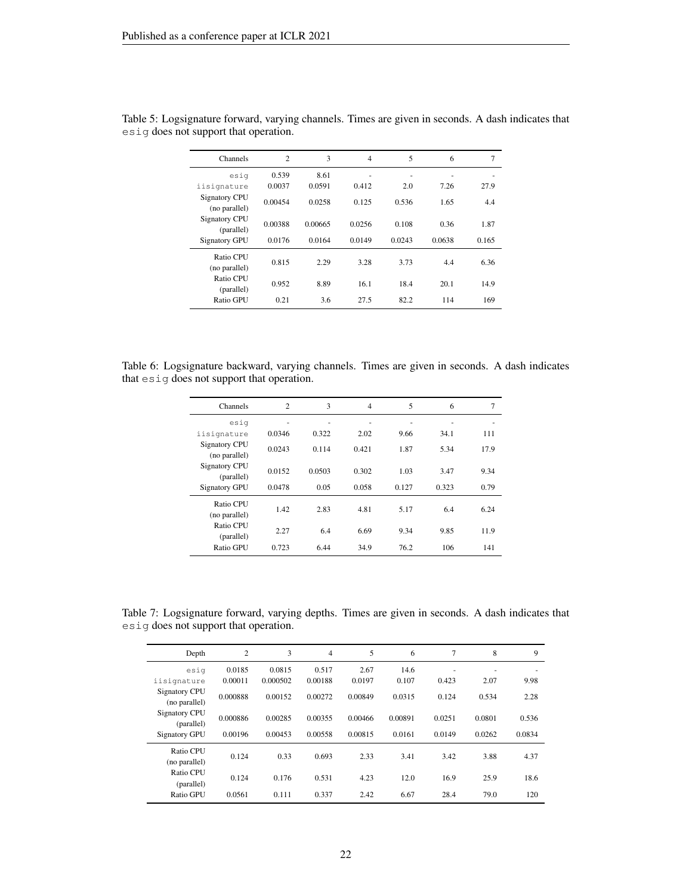Table 5: Logsignature forward, varying channels. Times are given in seconds. A dash indicates that `esig` does not support that operation.

| Channels | 2 | 3 | 4 | 5 | 6 | 7 |
|---|---|---|---|---|---|---|
| `esig` | 0.539 | 8.61 | - | - | - | - |
| `iisignature` | 0.0037 | 0.0591 | 0.412 | 2.0 | 7.26 | 27.9 |
| Signatory CPU (no parallel) | 0.00454 | 0.0258 | 0.125 | 0.536 | 1.65 | 4.4 |
| Signatory CPU (parallel) | 0.00388 | 0.00665 | 0.0256 | 0.108 | 0.36 | 1.87 |
| Signatory GPU | 0.0176 | 0.0164 | 0.0149 | 0.0243 | 0.0638 | 0.165 |
| Ratio CPU (no parallel) | 0.815 | 2.29 | 3.28 | 3.73 | 4.4 | 6.36 |
| Ratio CPU (parallel) | 0.952 | 8.89 | 16.1 | 18.4 | 20.1 | 14.9 |
| Ratio GPU | 0.21 | 3.6 | 27.5 | 82.2 | 114 | 169 |

Table 6: Logsignature backward, varying channels. Times are given in seconds. A dash indicates that `esig` does not support that operation.

| Channels | 2 | 3 | 4 | 5 | 6 | 7 |
|---|---|---|---|---|---|---|
| `esig` | - | - | - | - | - | - |
| `iisignature` | 0.0346 | 0.322 | 2.02 | 9.66 | 34.1 | 111 |
| Signatory CPU (no parallel) | 0.0243 | 0.114 | 0.421 | 1.87 | 5.34 | 17.9 |
| Signatory CPU (parallel) | 0.0152 | 0.0503 | 0.302 | 1.03 | 3.47 | 9.34 |
| Signatory GPU | 0.0478 | 0.05 | 0.058 | 0.127 | 0.323 | 0.79 |
| Ratio CPU (no parallel) | 1.42 | 2.83 | 4.81 | 5.17 | 6.4 | 6.24 |
| Ratio CPU (parallel) | 2.27 | 6.4 | 6.69 | 9.34 | 9.85 | 11.9 |
| Ratio GPU | 0.723 | 6.44 | 34.9 | 76.2 | 106 | 141 |

Table 7: Logsignature forward, varying depths. Times are given in seconds. A dash indicates that `esig` does not support that operation.

| Depth | 2 | 3 | 4 | 5 | 6 | 7 | 8 | 9 |
|---|---|---|---|---|---|---|---|---|
| `esig` | 0.0185 | 0.0815 | 0.517 | 2.67 | 14.6 | - | - | - |
| `iisignature` | 0.00011 | 0.000502 | 0.00188 | 0.0197 | 0.107 | 0.423 | 2.07 | 9.98 |
| Signatory CPU (no parallel) | 0.000888 | 0.00152 | 0.00272 | 0.00849 | 0.0315 | 0.124 | 0.534 | 2.28 |
| Signatory CPU (parallel) | 0.000886 | 0.00285 | 0.00355 | 0.00466 | 0.00891 | 0.0251 | 0.0801 | 0.536 |
| Signatory GPU | 0.00196 | 0.00453 | 0.00558 | 0.00815 | 0.0161 | 0.0149 | 0.0262 | 0.0834 |
| Ratio CPU (no parallel) | 0.124 | 0.33 | 0.693 | 2.33 | 3.41 | 3.42 | 3.88 | 4.37 |
| Ratio CPU (parallel) | 0.124 | 0.176 | 0.531 | 4.23 | 12.0 | 16.9 | 25.9 | 18.6 |
| Ratio GPU | 0.0561 | 0.111 | 0.337 | 2.42 | 6.67 | 28.4 | 79.0 | 120 |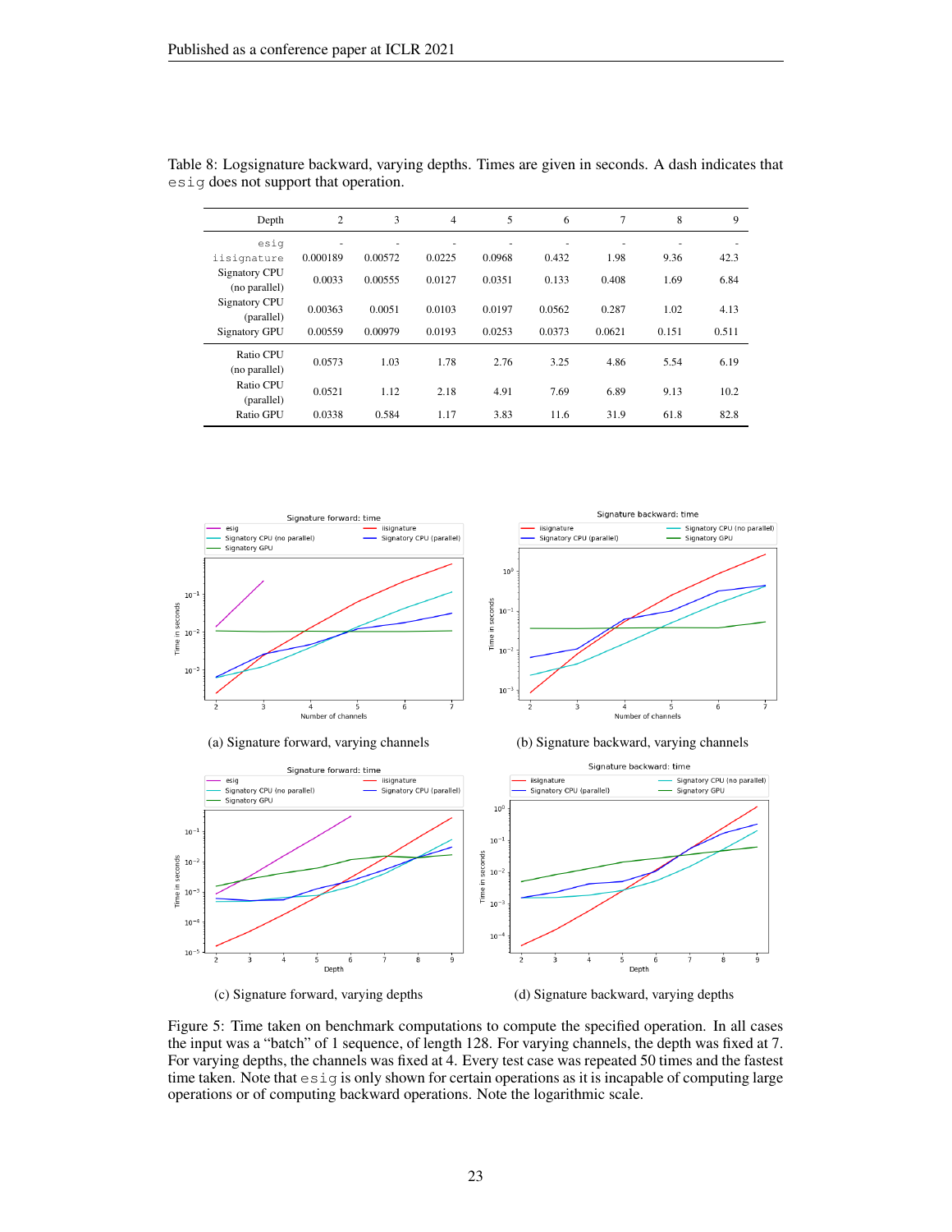Table 8: Logsignature backward, varying depths. Times are given in seconds. A dash indicates that `esig` does not support that operation.

| Depth | 2 | 3 | 4 | 5 | 6 | 7 | 8 | 9 |
|---|---|---|---|---|---|---|---|---|
| `esig` | - | - | - | - | - | - | - | - |
| `iisignature` | 0.000189 | 0.00572 | 0.0225 | 0.0968 | 0.432 | 1.98 | 9.36 | 42.3 |
| Signatory CPU (no parallel) | 0.0033 | 0.00555 | 0.0127 | 0.0351 | 0.133 | 0.408 | 1.69 | 6.84 |
| Signatory CPU (parallel) | 0.00363 | 0.0051 | 0.0103 | 0.0197 | 0.0562 | 0.287 | 1.02 | 4.13 |
| Signatory GPU | 0.00559 | 0.00979 | 0.0193 | 0.0253 | 0.0373 | 0.0621 | 0.151 | 0.511 |
| Ratio CPU (no parallel) | 0.0573 | 1.03 | 1.78 | 2.76 | 3.25 | 4.86 | 5.54 | 6.19 |
| Ratio CPU (parallel) | 0.0521 | 1.12 | 2.18 | 4.91 | 7.69 | 6.89 | 9.13 | 10.2 |
| Ratio GPU | 0.0338 | 0.584 | 1.17 | 3.83 | 11.6 | 31.9 | 61.8 | 82.8 |

(a) Signature forward, varying channels

(b) Signature backward, varying channels

(c) Signature forward, varying depths

(d) Signature backward, varying depths

Figure 5: Time taken on benchmark computations to compute the specified operation. In all cases the input was a "batch" of 1 sequence, of length 128. For varying channels, the depth was fixed at 7. For varying depths, the channels was fixed at 4. Every test case was repeated 50 times and the fastest time taken. Note that `esig` is only shown for certain operations as it is incapable of computing large operations or of computing backward operations. Note the logarithmic scale.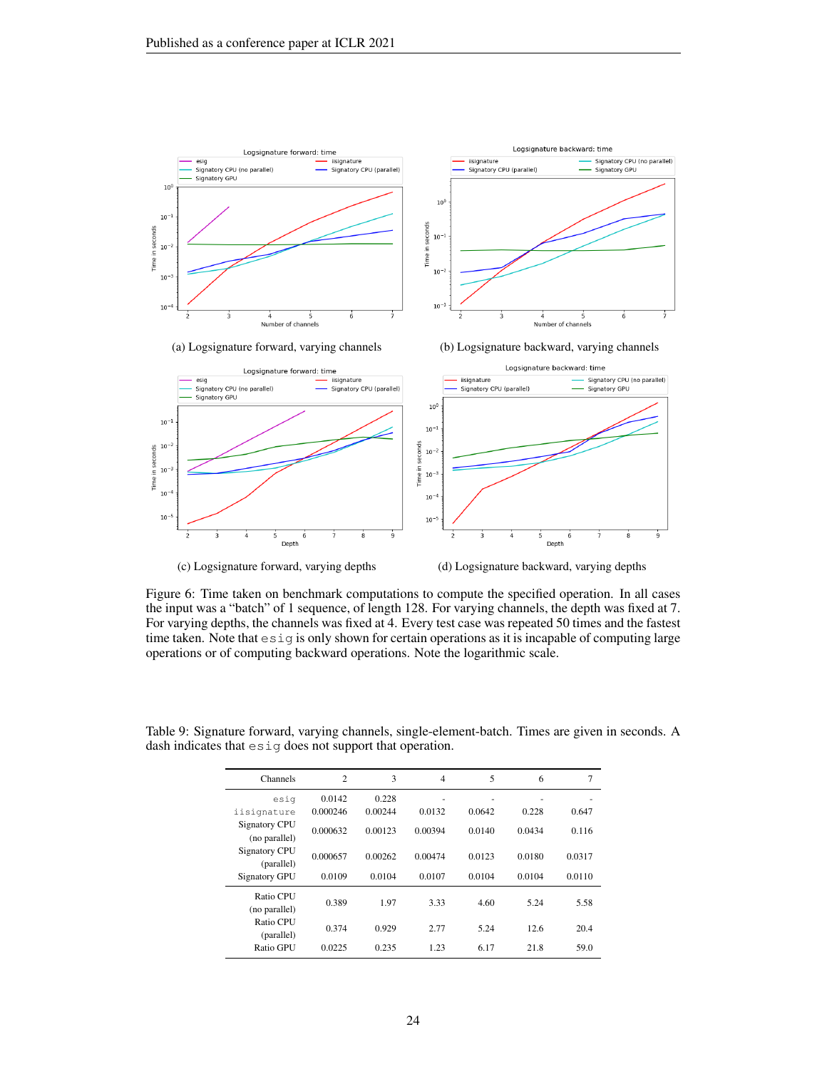(a) Logsignature forward, varying channels

(b) Logsignature backward, varying channels

(c) Logsignature forward, varying depths

(d) Logsignature backward, varying depths

Figure 6: Time taken on benchmark computations to compute the specified operation. In all cases the input was a "batch" of 1 sequence, of length 128. For varying channels, the depth was fixed at 7. For varying depths, the channels was fixed at 4. Every test case was repeated 50 times and the fastest time taken. Note that `esig` is only shown for certain operations as it is incapable of computing large operations or of computing backward operations. Note the logarithmic scale.

Table 9: Signature forward, varying channels, single-element-batch. Times are given in seconds. A dash indicates that `esig` does not support that operation.

| Channels | 2 | 3 | 4 | 5 | 6 | 7 |
|---|---|---|---|---|---|---|
| `esig` | 0.0142 | 0.228 | - | - | - | - |
| `iisignature` | 0.000246 | 0.00244 | 0.0132 | 0.0642 | 0.228 | 0.647 |
| Signatory CPU (no parallel) | 0.000632 | 0.00123 | 0.00394 | 0.0140 | 0.0434 | 0.116 |
| Signatory CPU (parallel) | 0.000657 | 0.00262 | 0.00474 | 0.0123 | 0.0180 | 0.0317 |
| Signatory GPU | 0.0109 | 0.0104 | 0.0107 | 0.0104 | 0.0104 | 0.0110 |
| Ratio CPU (no parallel) | 0.389 | 1.97 | 3.33 | 4.60 | 5.24 | 5.58 |
| Ratio CPU (parallel) | 0.374 | 0.929 | 2.77 | 5.24 | 12.6 | 20.4 |
| Ratio GPU | 0.0225 | 0.235 | 1.23 | 6.17 | 21.8 | 59.0 |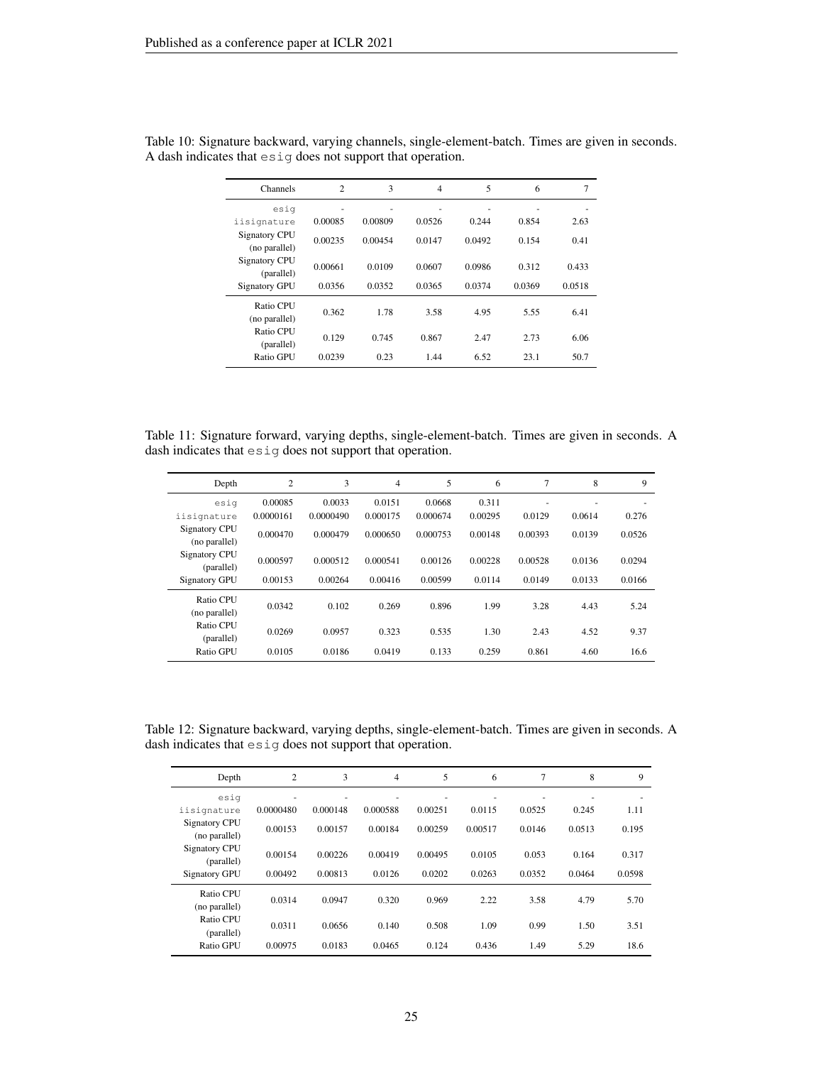Table 10: Signature backward, varying channels, single-element-batch. Times are given in seconds. A dash indicates that `esig` does not support that operation.

| Channels | 2 | 3 | 4 | 5 | 6 | 7 |
|---|---|---|---|---|---|---|
| `esig` | - | - | - | - | - | - |
| `iisignature` | 0.00085 | 0.00809 | 0.0526 | 0.244 | 0.854 | 2.63 |
| Signatory CPU (no parallel) | 0.00235 | 0.00454 | 0.0147 | 0.0492 | 0.154 | 0.41 |
| Signatory CPU (parallel) | 0.00661 | 0.0109 | 0.0607 | 0.0986 | 0.312 | 0.433 |
| Signatory GPU | 0.0356 | 0.0352 | 0.0365 | 0.0374 | 0.0369 | 0.0518 |
| Ratio CPU (no parallel) | 0.362 | 1.78 | 3.58 | 4.95 | 5.55 | 6.41 |
| Ratio CPU (parallel) | 0.129 | 0.745 | 0.867 | 2.47 | 2.73 | 6.06 |
| Ratio GPU | 0.0239 | 0.23 | 1.44 | 6.52 | 23.1 | 50.7 |

Table 11: Signature forward, varying depths, single-element-batch. Times are given in seconds. A dash indicates that `esig` does not support that operation.

| Depth | 2 | 3 | 4 | 5 | 6 | 7 | 8 | 9 |
|---|---|---|---|---|---|---|---|---|
| `esig` | 0.00085 | 0.0033 | 0.0151 | 0.0668 | 0.311 | - | - | - |
| `iisignature` | 0.0000161 | 0.0000490 | 0.000175 | 0.000674 | 0.00295 | 0.0129 | 0.0614 | 0.276 |
| Signatory CPU (no parallel) | 0.000470 | 0.000479 | 0.000650 | 0.000753 | 0.00148 | 0.00393 | 0.0139 | 0.0526 |
| Signatory CPU (parallel) | 0.000597 | 0.000512 | 0.000541 | 0.00126 | 0.00228 | 0.00528 | 0.0136 | 0.0294 |
| Signatory GPU | 0.00153 | 0.00264 | 0.00416 | 0.00599 | 0.0114 | 0.0149 | 0.0133 | 0.0166 |
| Ratio CPU (no parallel) | 0.0342 | 0.102 | 0.269 | 0.896 | 1.99 | 3.28 | 4.43 | 5.24 |
| Ratio CPU (parallel) | 0.0269 | 0.0957 | 0.323 | 0.535 | 1.30 | 2.43 | 4.52 | 9.37 |
| Ratio GPU | 0.0105 | 0.0186 | 0.0419 | 0.133 | 0.259 | 0.861 | 4.60 | 16.6 |

Table 12: Signature backward, varying depths, single-element-batch. Times are given in seconds. A dash indicates that `esig` does not support that operation.

| Depth | 2 | 3 | 4 | 5 | 6 | 7 | 8 | 9 |
|---|---|---|---|---|---|---|---|---|
| `esig` | - | - | - | - | - | - | - | - |
| `iisignature` | 0.0000480 | 0.000148 | 0.000588 | 0.00251 | 0.0115 | 0.0525 | 0.245 | 1.11 |
| Signatory CPU (no parallel) | 0.00153 | 0.00157 | 0.00184 | 0.00259 | 0.00517 | 0.0146 | 0.0513 | 0.195 |
| Signatory CPU (parallel) | 0.00154 | 0.00226 | 0.00419 | 0.00495 | 0.0105 | 0.053 | 0.164 | 0.317 |
| Signatory GPU | 0.00492 | 0.00813 | 0.0126 | 0.0202 | 0.0263 | 0.0352 | 0.0464 | 0.0598 |
| Ratio CPU (no parallel) | 0.0314 | 0.0947 | 0.320 | 0.969 | 2.22 | 3.58 | 4.79 | 5.70 |
| Ratio CPU (parallel) | 0.0311 | 0.0656 | 0.140 | 0.508 | 1.09 | 0.99 | 1.50 | 3.51 |
| Ratio GPU | 0.00975 | 0.0183 | 0.0465 | 0.124 | 0.436 | 1.49 | 5.29 | 18.6 |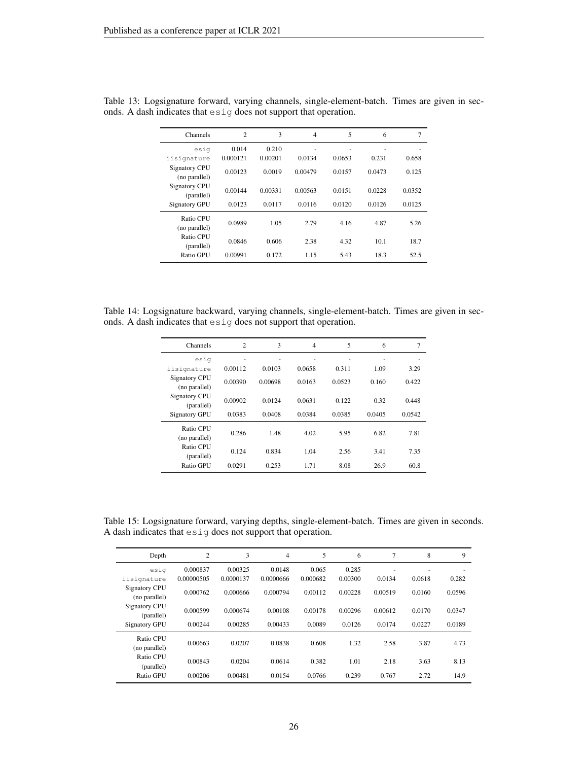Table 13: Logsignature forward, varying channels, single-element-batch. Times are given in seconds. A dash indicates that `esig` does not support that operation.

| Channels | 2 | 3 | 4 | 5 | 6 | 7 |
|---|---|---|---|---|---|---|
| `esig` | 0.014 | 0.210 | - | - | - | - |
| `iisignature` | 0.000121 | 0.00201 | 0.0134 | 0.0653 | 0.231 | 0.658 |
| Signatory CPU (no parallel) | 0.00123 | 0.0019 | 0.00479 | 0.0157 | 0.0473 | 0.125 |
| Signatory CPU (parallel) | 0.00144 | 0.00331 | 0.00563 | 0.0151 | 0.0228 | 0.0352 |
| Signatory GPU | 0.0123 | 0.0117 | 0.0116 | 0.0120 | 0.0126 | 0.0125 |
| Ratio CPU (no parallel) | 0.0989 | 1.05 | 2.79 | 4.16 | 4.87 | 5.26 |
| Ratio CPU (parallel) | 0.0846 | 0.606 | 2.38 | 4.32 | 10.1 | 18.7 |
| Ratio GPU | 0.00991 | 0.172 | 1.15 | 5.43 | 18.3 | 52.5 |

Table 14: Logsignature backward, varying channels, single-element-batch. Times are given in seconds. A dash indicates that `esig` does not support that operation.

| Channels | 2 | 3 | 4 | 5 | 6 | 7 |
|---|---|---|---|---|---|---|
| `esig` | - | - | - | - | - | - |
| `iisignature` | 0.00112 | 0.0103 | 0.0658 | 0.311 | 1.09 | 3.29 |
| Signatory CPU (no parallel) | 0.00390 | 0.00698 | 0.0163 | 0.0523 | 0.160 | 0.422 |
| Signatory CPU (parallel) | 0.00902 | 0.0124 | 0.0631 | 0.122 | 0.32 | 0.448 |
| Signatory GPU | 0.0383 | 0.0408 | 0.0384 | 0.0385 | 0.0405 | 0.0542 |
| Ratio CPU (no parallel) | 0.286 | 1.48 | 4.02 | 5.95 | 6.82 | 7.81 |
| Ratio CPU (parallel) | 0.124 | 0.834 | 1.04 | 2.56 | 3.41 | 7.35 |
| Ratio GPU | 0.0291 | 0.253 | 1.71 | 8.08 | 26.9 | 60.8 |

Table 15: Logsignature forward, varying depths, single-element-batch. Times are given in seconds. A dash indicates that `esig` does not support that operation.

| Depth | 2 | 3 | 4 | 5 | 6 | 7 | 8 | 9 |
|---|---|---|---|---|---|---|---|---|
| `esig` | 0.000837 | 0.00325 | 0.0148 | 0.065 | 0.285 | - | - | - |
| `iisignature` | 0.00000505 | 0.0000137 | 0.0000666 | 0.000682 | 0.00300 | 0.0134 | 0.0618 | 0.282 |
| Signatory CPU (no parallel) | 0.000762 | 0.000666 | 0.000794 | 0.00112 | 0.00228 | 0.00519 | 0.0160 | 0.0596 |
| Signatory CPU (parallel) | 0.000599 | 0.000674 | 0.00108 | 0.00178 | 0.00296 | 0.00612 | 0.0170 | 0.0347 |
| Signatory GPU | 0.00244 | 0.00285 | 0.00433 | 0.0089 | 0.0126 | 0.0174 | 0.0227 | 0.0189 |
| Ratio CPU (no parallel) | 0.00663 | 0.0207 | 0.0838 | 0.608 | 1.32 | 2.58 | 3.87 | 4.73 |
| Ratio CPU (parallel) | 0.00843 | 0.0204 | 0.0614 | 0.382 | 1.01 | 2.18 | 3.63 | 8.13 |
| Ratio GPU | 0.00206 | 0.00481 | 0.0154 | 0.0766 | 0.239 | 0.767 | 2.72 | 14.9 |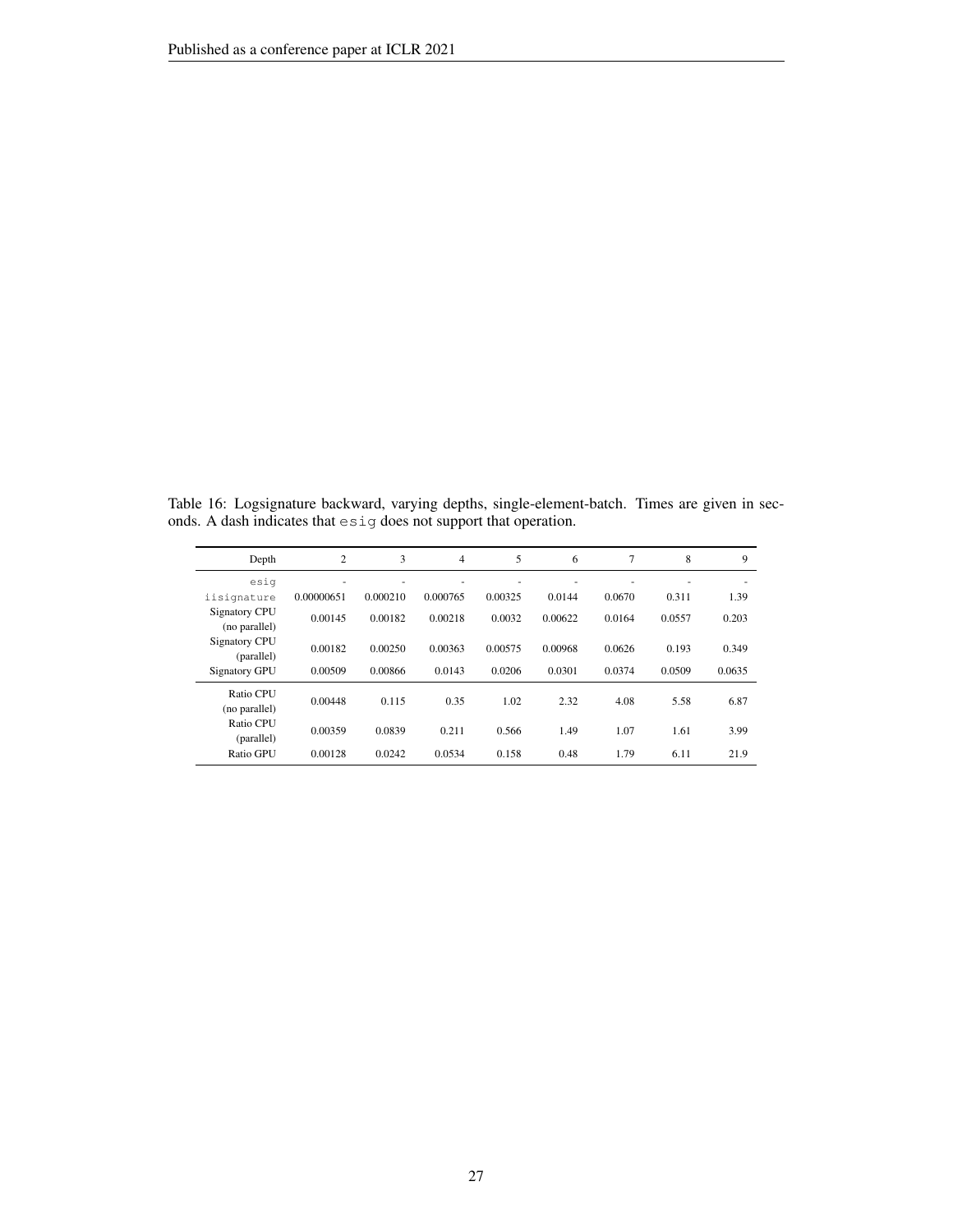Table 16: Logsignature backward, varying depths, single-element-batch. Times are given in seconds. A dash indicates that `esig` does not support that operation.

| Depth | 2 | 3 | 4 | 5 | 6 | 7 | 8 | 9 |
|---|---|---|---|---|---|---|---|---|
| `esig` | - | - | - | - | - | - | - | - |
| `iisignature` | 0.00000651 | 0.000210 | 0.000765 | 0.00325 | 0.0144 | 0.0670 | 0.311 | 1.39 |
| Signatory CPU (no parallel) | 0.00145 | 0.00182 | 0.00218 | 0.0032 | 0.00622 | 0.0164 | 0.0557 | 0.203 |
| Signatory CPU (parallel) | 0.00182 | 0.00250 | 0.00363 | 0.00575 | 0.00968 | 0.0626 | 0.193 | 0.349 |
| Signatory GPU | 0.00509 | 0.00866 | 0.0143 | 0.0206 | 0.0301 | 0.0374 | 0.0509 | 0.0635 |
| Ratio CPU (no parallel) | 0.00448 | 0.115 | 0.35 | 1.02 | 2.32 | 4.08 | 5.58 | 6.87 |
| Ratio CPU (parallel) | 0.00359 | 0.0839 | 0.211 | 0.566 | 1.49 | 1.07 | 1.61 | 3.99 |
| Ratio GPU | 0.00128 | 0.0242 | 0.0534 | 0.158 | 0.48 | 1.79 | 6.11 | 21.9 |